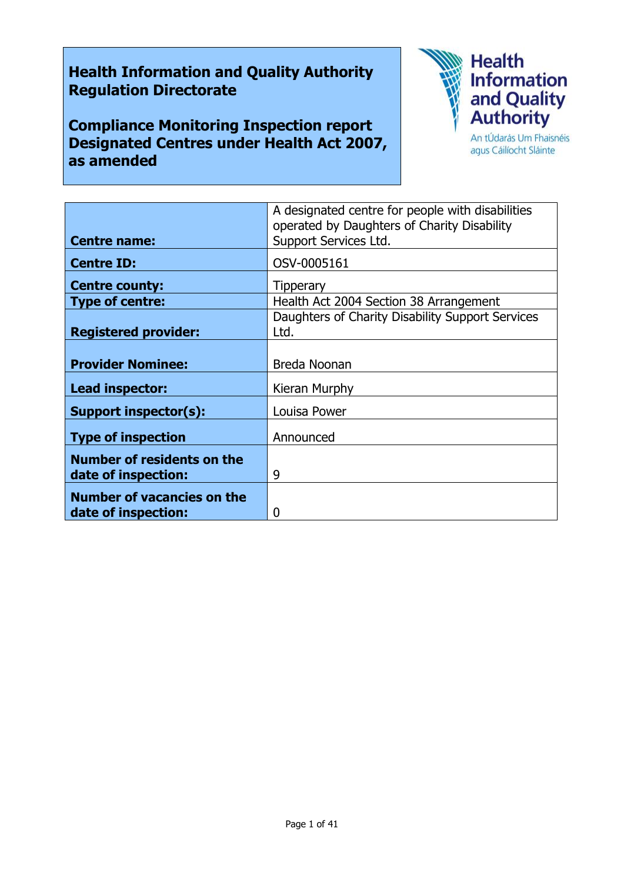**Health Information and Quality Authority**
**Regulation Directorate**

**Compliance Monitoring Inspection report**
**Designated Centres under Health Act 2007, as amended**

Health Information and Quality Authority
An tÚdarás Um Fhaisnéis agus Cáilíocht Sláinte

| | |
|---|---|
| **Centre name:** | A designated centre for people with disabilities operated by Daughters of Charity Disability Support Services Ltd. |
| **Centre ID:** | OSV-0005161 |
| **Centre county:** | Tipperary |
| **Type of centre:** | Health Act 2004 Section 38 Arrangement |
| **Registered provider:** | Daughters of Charity Disability Support Services Ltd. |
| **Provider Nominee:** | Breda Noonan |
| **Lead inspector:** | Kieran Murphy |
| **Support inspector(s):** | Louisa Power |
| **Type of inspection** | Announced |
| **Number of residents on the date of inspection:** | 9 |
| **Number of vacancies on the date of inspection:** | 0 |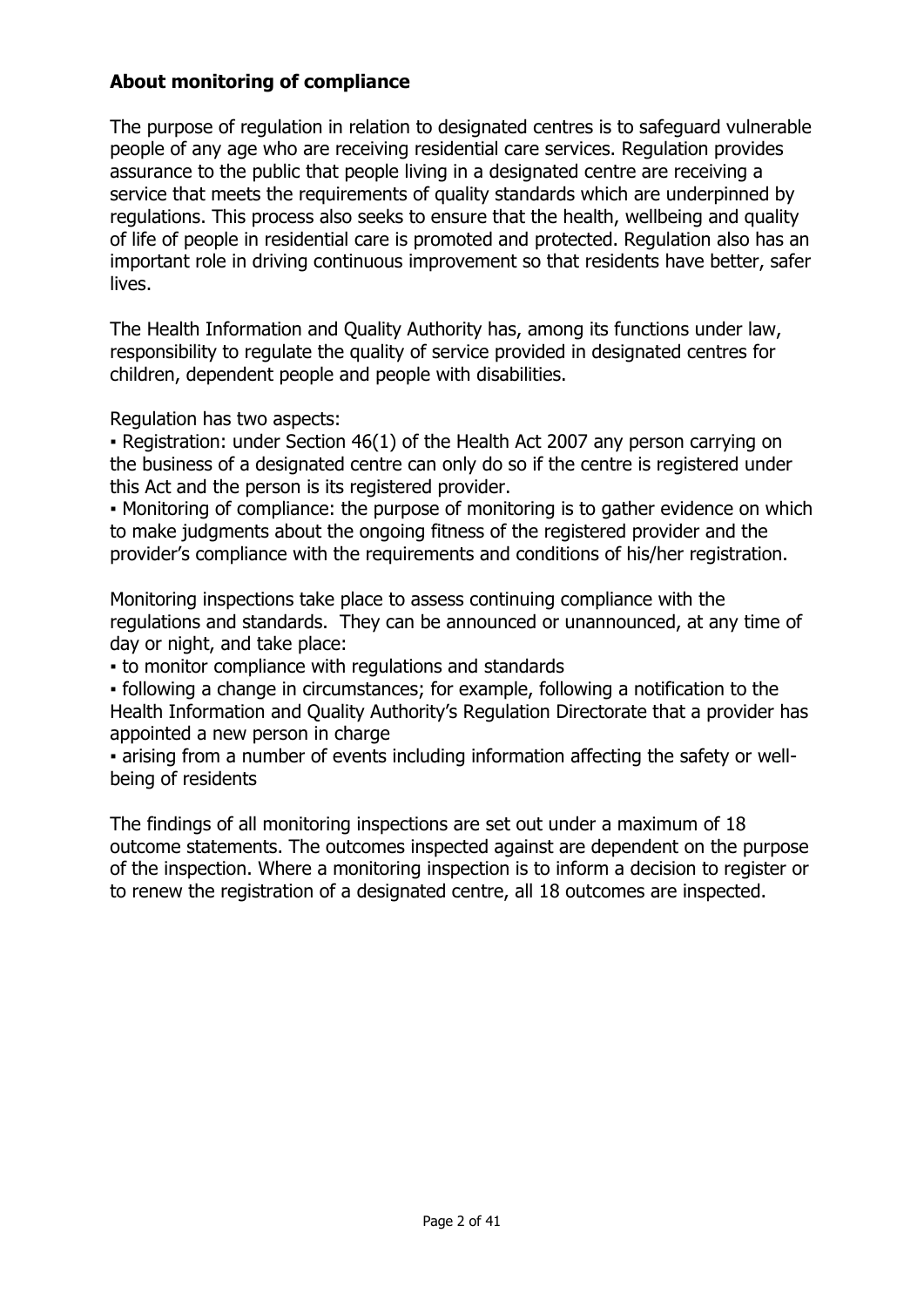## About monitoring of compliance

The purpose of regulation in relation to designated centres is to safeguard vulnerable people of any age who are receiving residential care services. Regulation provides assurance to the public that people living in a designated centre are receiving a service that meets the requirements of quality standards which are underpinned by regulations. This process also seeks to ensure that the health, wellbeing and quality of life of people in residential care is promoted and protected. Regulation also has an important role in driving continuous improvement so that residents have better, safer lives.

The Health Information and Quality Authority has, among its functions under law, responsibility to regulate the quality of service provided in designated centres for children, dependent people and people with disabilities.

Regulation has two aspects:

- Registration: under Section 46(1) of the Health Act 2007 any person carrying on the business of a designated centre can only do so if the centre is registered under this Act and the person is its registered provider.
- Monitoring of compliance: the purpose of monitoring is to gather evidence on which to make judgments about the ongoing fitness of the registered provider and the provider's compliance with the requirements and conditions of his/her registration.

Monitoring inspections take place to assess continuing compliance with the regulations and standards. They can be announced or unannounced, at any time of day or night, and take place:

- to monitor compliance with regulations and standards
- following a change in circumstances; for example, following a notification to the Health Information and Quality Authority's Regulation Directorate that a provider has appointed a new person in charge
- arising from a number of events including information affecting the safety or well-being of residents

The findings of all monitoring inspections are set out under a maximum of 18 outcome statements. The outcomes inspected against are dependent on the purpose of the inspection. Where a monitoring inspection is to inform a decision to register or to renew the registration of a designated centre, all 18 outcomes are inspected.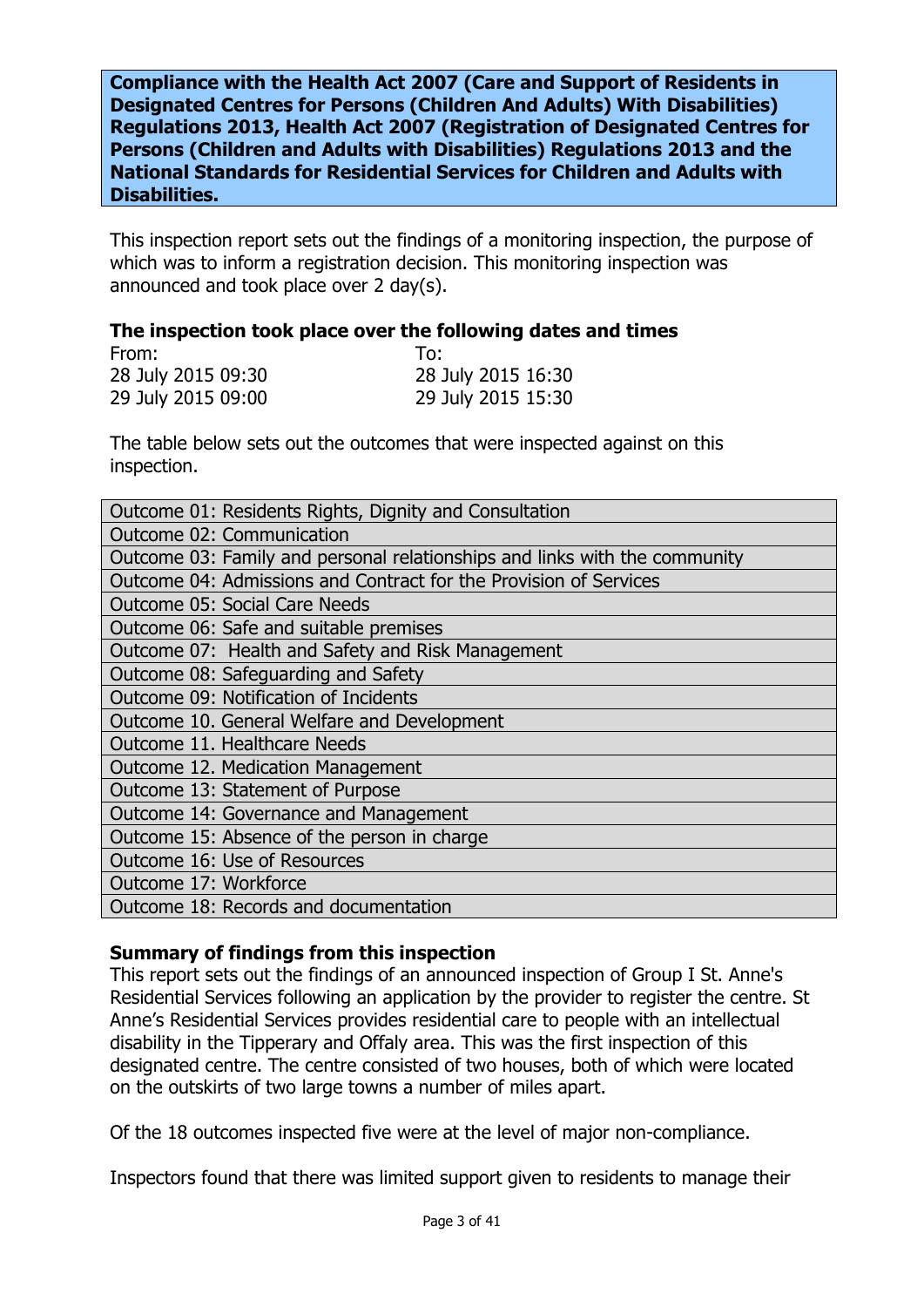**Compliance with the Health Act 2007 (Care and Support of Residents in Designated Centres for Persons (Children And Adults) With Disabilities) Regulations 2013, Health Act 2007 (Registration of Designated Centres for Persons (Children and Adults with Disabilities) Regulations 2013 and the National Standards for Residential Services for Children and Adults with Disabilities.**

This inspection report sets out the findings of a monitoring inspection, the purpose of which was to inform a registration decision. This monitoring inspection was announced and took place over 2 day(s).

### The inspection took place over the following dates and times

| From: | To: |
|---|---|
| 28 July 2015 09:30 | 28 July 2015 16:30 |
| 29 July 2015 09:00 | 29 July 2015 15:30 |

The table below sets out the outcomes that were inspected against on this inspection.

| |
|---|
| Outcome 01: Residents Rights, Dignity and Consultation |
| Outcome 02: Communication |
| Outcome 03: Family and personal relationships and links with the community |
| Outcome 04: Admissions and Contract for the Provision of Services |
| Outcome 05: Social Care Needs |
| Outcome 06: Safe and suitable premises |
| Outcome 07: Health and Safety and Risk Management |
| Outcome 08: Safeguarding and Safety |
| Outcome 09: Notification of Incidents |
| Outcome 10. General Welfare and Development |
| Outcome 11. Healthcare Needs |
| Outcome 12. Medication Management |
| Outcome 13: Statement of Purpose |
| Outcome 14: Governance and Management |
| Outcome 15: Absence of the person in charge |
| Outcome 16: Use of Resources |
| Outcome 17: Workforce |
| Outcome 18: Records and documentation |

### Summary of findings from this inspection

This report sets out the findings of an announced inspection of Group I St. Anne's Residential Services following an application by the provider to register the centre. St Anne's Residential Services provides residential care to people with an intellectual disability in the Tipperary and Offaly area. This was the first inspection of this designated centre. The centre consisted of two houses, both of which were located on the outskirts of two large towns a number of miles apart.

Of the 18 outcomes inspected five were at the level of major non-compliance.

Inspectors found that there was limited support given to residents to manage their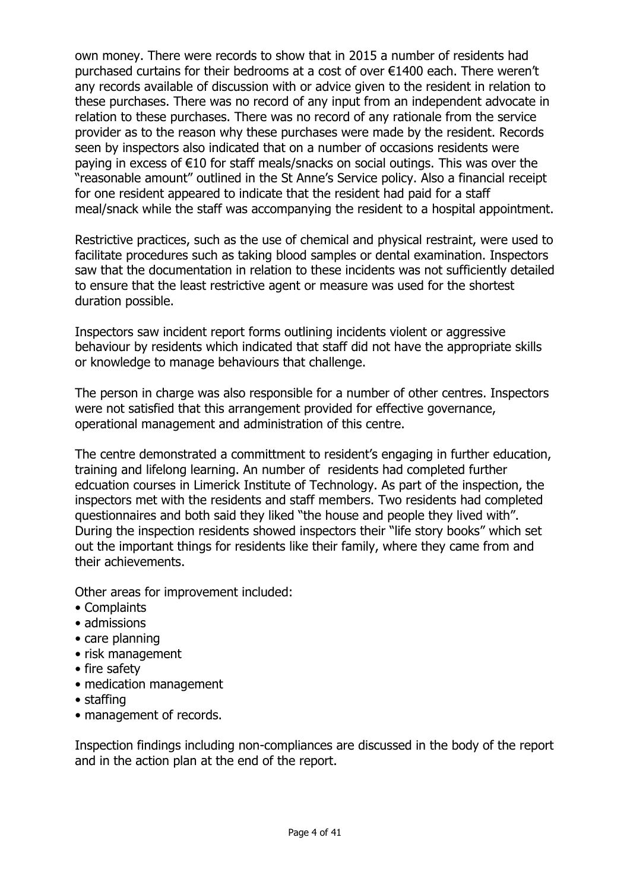own money. There were records to show that in 2015 a number of residents had purchased curtains for their bedrooms at a cost of over €1400 each. There weren't any records available of discussion with or advice given to the resident in relation to these purchases. There was no record of any input from an independent advocate in relation to these purchases. There was no record of any rationale from the service provider as to the reason why these purchases were made by the resident. Records seen by inspectors also indicated that on a number of occasions residents were paying in excess of €10 for staff meals/snacks on social outings. This was over the "reasonable amount" outlined in the St Anne's Service policy. Also a financial receipt for one resident appeared to indicate that the resident had paid for a staff meal/snack while the staff was accompanying the resident to a hospital appointment.

Restrictive practices, such as the use of chemical and physical restraint, were used to facilitate procedures such as taking blood samples or dental examination. Inspectors saw that the documentation in relation to these incidents was not sufficiently detailed to ensure that the least restrictive agent or measure was used for the shortest duration possible.

Inspectors saw incident report forms outlining incidents violent or aggressive behaviour by residents which indicated that staff did not have the appropriate skills or knowledge to manage behaviours that challenge.

The person in charge was also responsible for a number of other centres. Inspectors were not satisfied that this arrangement provided for effective governance, operational management and administration of this centre.

The centre demonstrated a committment to resident's engaging in further education, training and lifelong learning. An number of residents had completed further edcuation courses in Limerick Institute of Technology. As part of the inspection, the inspectors met with the residents and staff members. Two residents had completed questionnaires and both said they liked "the house and people they lived with". During the inspection residents showed inspectors their "life story books" which set out the important things for residents like their family, where they came from and their achievements.

Other areas for improvement included:

- Complaints
- admissions
- care planning
- risk management
- fire safety
- medication management
- staffing
- management of records.

Inspection findings including non-compliances are discussed in the body of the report and in the action plan at the end of the report.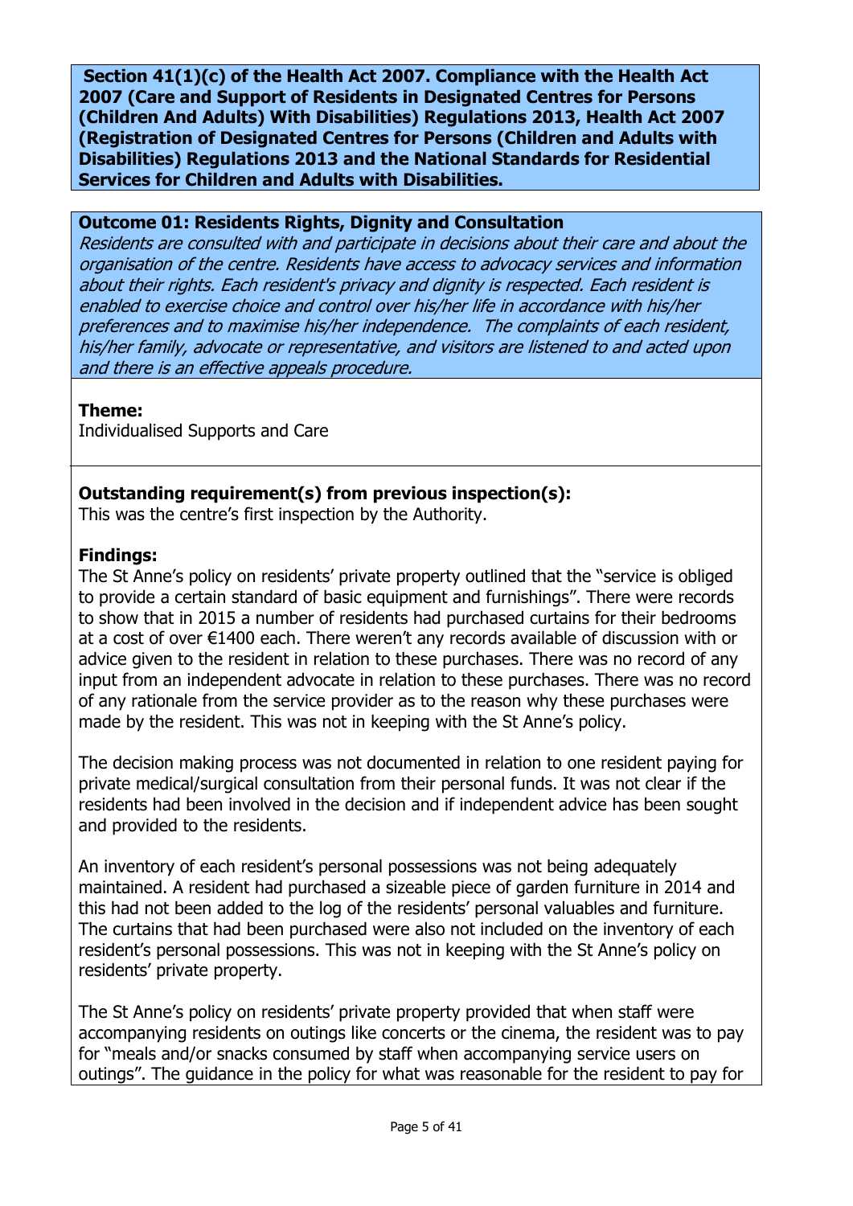**Section 41(1)(c) of the Health Act 2007. Compliance with the Health Act 2007 (Care and Support of Residents in Designated Centres for Persons (Children And Adults) With Disabilities) Regulations 2013, Health Act 2007 (Registration of Designated Centres for Persons (Children and Adults with Disabilities) Regulations 2013 and the National Standards for Residential Services for Children and Adults with Disabilities.**

**Outcome 01: Residents Rights, Dignity and Consultation**
*Residents are consulted with and participate in decisions about their care and about the organisation of the centre. Residents have access to advocacy services and information about their rights. Each resident's privacy and dignity is respected. Each resident is enabled to exercise choice and control over his/her life in accordance with his/her preferences and to maximise his/her independence. The complaints of each resident, his/her family, advocate or representative, and visitors are listened to and acted upon and there is an effective appeals procedure.*

**Theme:**
Individualised Supports and Care

**Outstanding requirement(s) from previous inspection(s):**
This was the centre's first inspection by the Authority.

**Findings:**
The St Anne's policy on residents' private property outlined that the "service is obliged to provide a certain standard of basic equipment and furnishings". There were records to show that in 2015 a number of residents had purchased curtains for their bedrooms at a cost of over €1400 each. There weren't any records available of discussion with or advice given to the resident in relation to these purchases. There was no record of any input from an independent advocate in relation to these purchases. There was no record of any rationale from the service provider as to the reason why these purchases were made by the resident. This was not in keeping with the St Anne's policy.

The decision making process was not documented in relation to one resident paying for private medical/surgical consultation from their personal funds. It was not clear if the residents had been involved in the decision and if independent advice has been sought and provided to the residents.

An inventory of each resident's personal possessions was not being adequately maintained. A resident had purchased a sizeable piece of garden furniture in 2014 and this had not been added to the log of the residents' personal valuables and furniture. The curtains that had been purchased were also not included on the inventory of each resident's personal possessions. This was not in keeping with the St Anne's policy on residents' private property.

The St Anne's policy on residents' private property provided that when staff were accompanying residents on outings like concerts or the cinema, the resident was to pay for "meals and/or snacks consumed by staff when accompanying service users on outings". The guidance in the policy for what was reasonable for the resident to pay for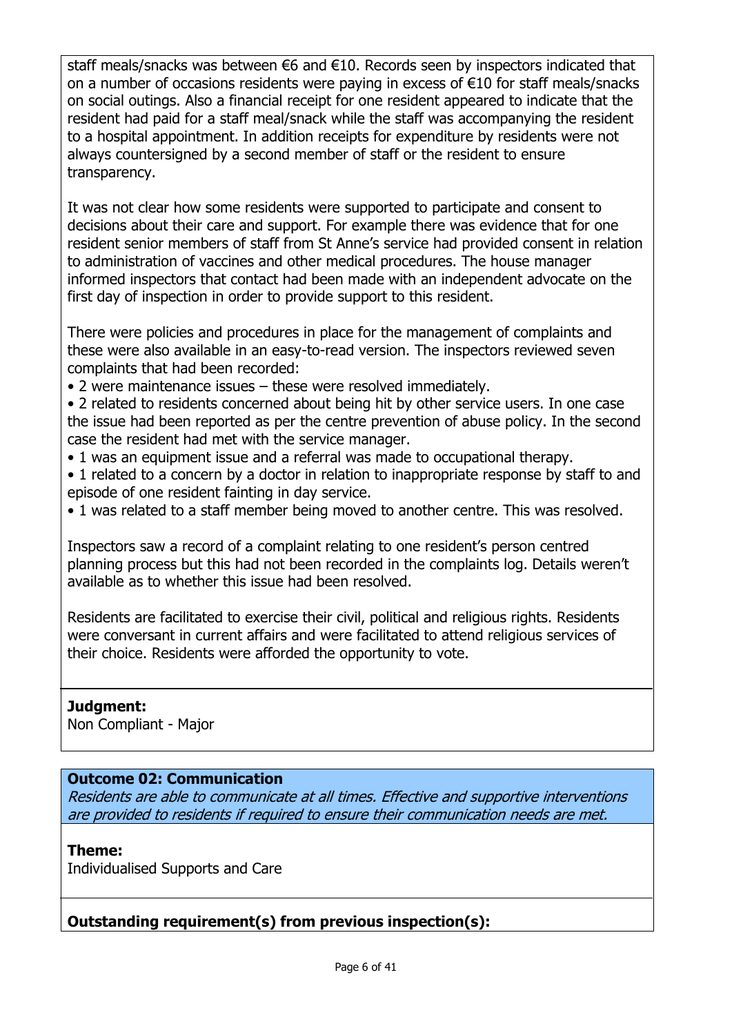staff meals/snacks was between €6 and €10. Records seen by inspectors indicated that on a number of occasions residents were paying in excess of €10 for staff meals/snacks on social outings. Also a financial receipt for one resident appeared to indicate that the resident had paid for a staff meal/snack while the staff was accompanying the resident to a hospital appointment. In addition receipts for expenditure by residents were not always countersigned by a second member of staff or the resident to ensure transparency.

It was not clear how some residents were supported to participate and consent to decisions about their care and support. For example there was evidence that for one resident senior members of staff from St Anne's service had provided consent in relation to administration of vaccines and other medical procedures. The house manager informed inspectors that contact had been made with an independent advocate on the first day of inspection in order to provide support to this resident.

There were policies and procedures in place for the management of complaints and these were also available in an easy-to-read version. The inspectors reviewed seven complaints that had been recorded:

- 2 were maintenance issues – these were resolved immediately.
- 2 related to residents concerned about being hit by other service users. In one case the issue had been reported as per the centre prevention of abuse policy. In the second case the resident had met with the service manager.
- 1 was an equipment issue and a referral was made to occupational therapy.
- 1 related to a concern by a doctor in relation to inappropriate response by staff to and episode of one resident fainting in day service.
- 1 was related to a staff member being moved to another centre. This was resolved.

Inspectors saw a record of a complaint relating to one resident's person centred planning process but this had not been recorded in the complaints log. Details weren't available as to whether this issue had been resolved.

Residents are facilitated to exercise their civil, political and religious rights. Residents were conversant in current affairs and were facilitated to attend religious services of their choice. Residents were afforded the opportunity to vote.

**Judgment:**
Non Compliant - Major

**Outcome 02: Communication**
*Residents are able to communicate at all times. Effective and supportive interventions are provided to residents if required to ensure their communication needs are met.*

**Theme:**
Individualised Supports and Care

**Outstanding requirement(s) from previous inspection(s):**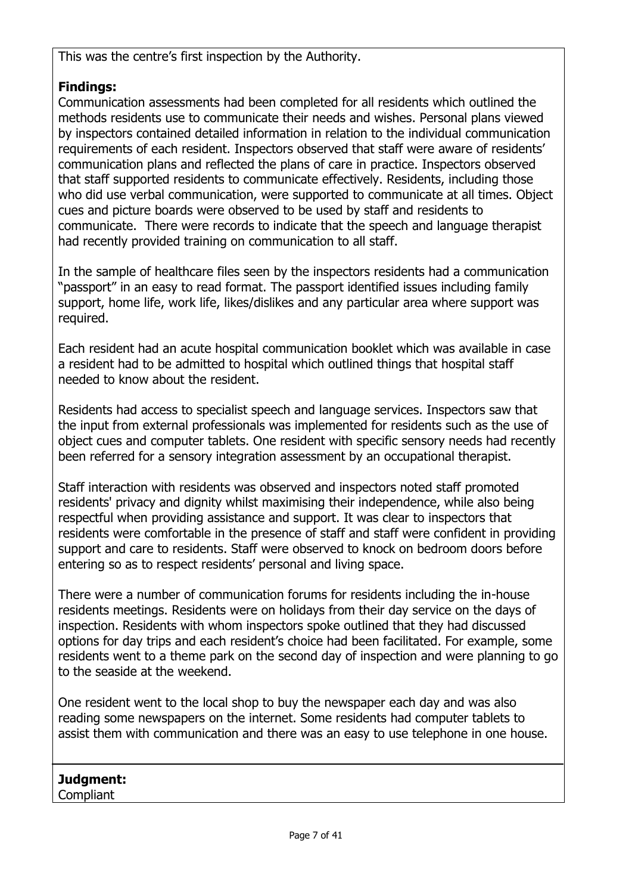This was the centre's first inspection by the Authority.

**Findings:**

Communication assessments had been completed for all residents which outlined the methods residents use to communicate their needs and wishes. Personal plans viewed by inspectors contained detailed information in relation to the individual communication requirements of each resident. Inspectors observed that staff were aware of residents' communication plans and reflected the plans of care in practice. Inspectors observed that staff supported residents to communicate effectively. Residents, including those who did use verbal communication, were supported to communicate at all times. Object cues and picture boards were observed to be used by staff and residents to communicate. There were records to indicate that the speech and language therapist had recently provided training on communication to all staff.

In the sample of healthcare files seen by the inspectors residents had a communication "passport" in an easy to read format. The passport identified issues including family support, home life, work life, likes/dislikes and any particular area where support was required.

Each resident had an acute hospital communication booklet which was available in case a resident had to be admitted to hospital which outlined things that hospital staff needed to know about the resident.

Residents had access to specialist speech and language services. Inspectors saw that the input from external professionals was implemented for residents such as the use of object cues and computer tablets. One resident with specific sensory needs had recently been referred for a sensory integration assessment by an occupational therapist.

Staff interaction with residents was observed and inspectors noted staff promoted residents' privacy and dignity whilst maximising their independence, while also being respectful when providing assistance and support. It was clear to inspectors that residents were comfortable in the presence of staff and staff were confident in providing support and care to residents. Staff were observed to knock on bedroom doors before entering so as to respect residents' personal and living space.

There were a number of communication forums for residents including the in-house residents meetings. Residents were on holidays from their day service on the days of inspection. Residents with whom inspectors spoke outlined that they had discussed options for day trips and each resident's choice had been facilitated. For example, some residents went to a theme park on the second day of inspection and were planning to go to the seaside at the weekend.

One resident went to the local shop to buy the newspaper each day and was also reading some newspapers on the internet. Some residents had computer tablets to assist them with communication and there was an easy to use telephone in one house.

**Judgment:**

Compliant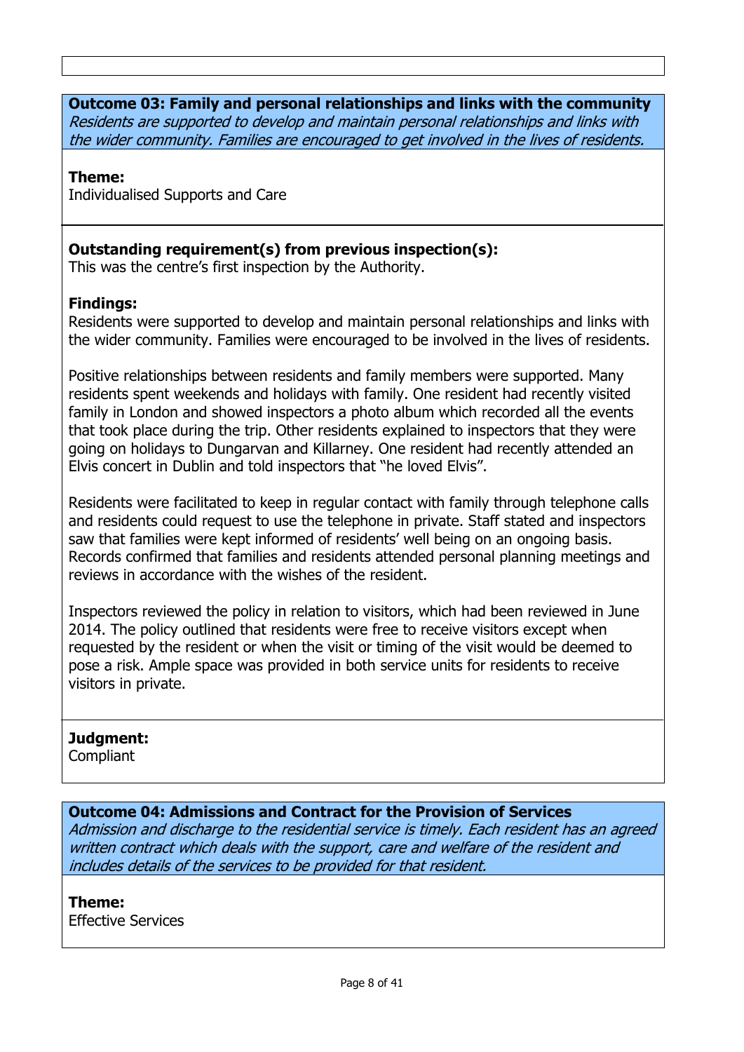**Outcome 03: Family and personal relationships and links with the community**
*Residents are supported to develop and maintain personal relationships and links with the wider community. Families are encouraged to get involved in the lives of residents.*

**Theme:**
Individualised Supports and Care

**Outstanding requirement(s) from previous inspection(s):**
This was the centre's first inspection by the Authority.

**Findings:**
Residents were supported to develop and maintain personal relationships and links with the wider community. Families were encouraged to be involved in the lives of residents.

Positive relationships between residents and family members were supported. Many residents spent weekends and holidays with family. One resident had recently visited family in London and showed inspectors a photo album which recorded all the events that took place during the trip. Other residents explained to inspectors that they were going on holidays to Dungarvan and Killarney. One resident had recently attended an Elvis concert in Dublin and told inspectors that "he loved Elvis".

Residents were facilitated to keep in regular contact with family through telephone calls and residents could request to use the telephone in private. Staff stated and inspectors saw that families were kept informed of residents' well being on an ongoing basis. Records confirmed that families and residents attended personal planning meetings and reviews in accordance with the wishes of the resident.

Inspectors reviewed the policy in relation to visitors, which had been reviewed in June 2014. The policy outlined that residents were free to receive visitors except when requested by the resident or when the visit or timing of the visit would be deemed to pose a risk. Ample space was provided in both service units for residents to receive visitors in private.

**Judgment:**
Compliant

**Outcome 04: Admissions and Contract for the Provision of Services**
*Admission and discharge to the residential service is timely. Each resident has an agreed written contract which deals with the support, care and welfare of the resident and includes details of the services to be provided for that resident.*

**Theme:**
Effective Services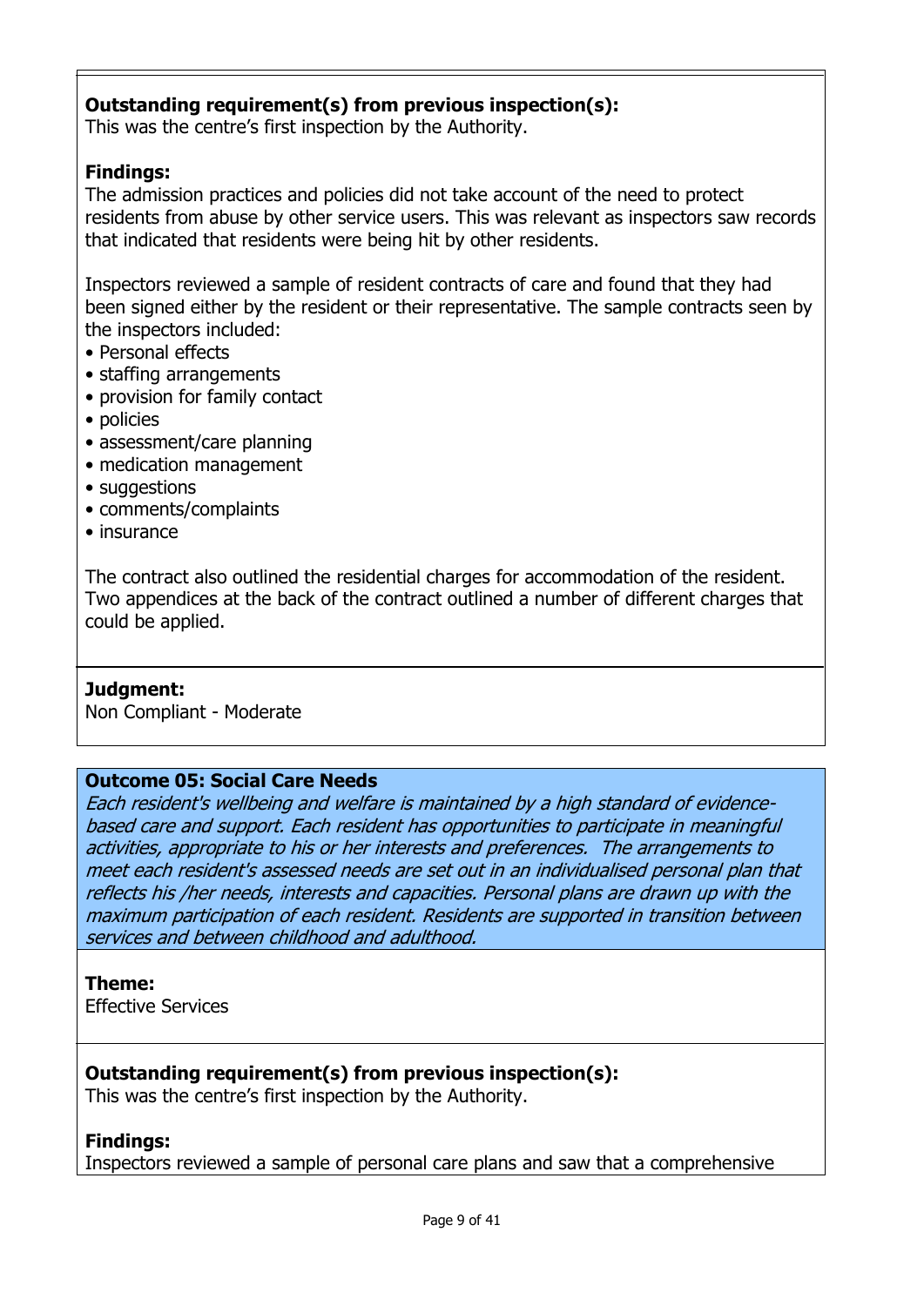**Outstanding requirement(s) from previous inspection(s):**
This was the centre's first inspection by the Authority.

**Findings:**
The admission practices and policies did not take account of the need to protect residents from abuse by other service users. This was relevant as inspectors saw records that indicated that residents were being hit by other residents.

Inspectors reviewed a sample of resident contracts of care and found that they had been signed either by the resident or their representative. The sample contracts seen by the inspectors included:

- Personal effects
- staffing arrangements
- provision for family contact
- policies
- assessment/care planning
- medication management
- suggestions
- comments/complaints
- insurance

The contract also outlined the residential charges for accommodation of the resident. Two appendices at the back of the contract outlined a number of different charges that could be applied.

**Judgment:**
Non Compliant - Moderate

**Outcome 05: Social Care Needs**
*Each resident's wellbeing and welfare is maintained by a high standard of evidence-based care and support. Each resident has opportunities to participate in meaningful activities, appropriate to his or her interests and preferences. The arrangements to meet each resident's assessed needs are set out in an individualised personal plan that reflects his /her needs, interests and capacities. Personal plans are drawn up with the maximum participation of each resident. Residents are supported in transition between services and between childhood and adulthood.*

**Theme:**
Effective Services

**Outstanding requirement(s) from previous inspection(s):**
This was the centre's first inspection by the Authority.

**Findings:**
Inspectors reviewed a sample of personal care plans and saw that a comprehensive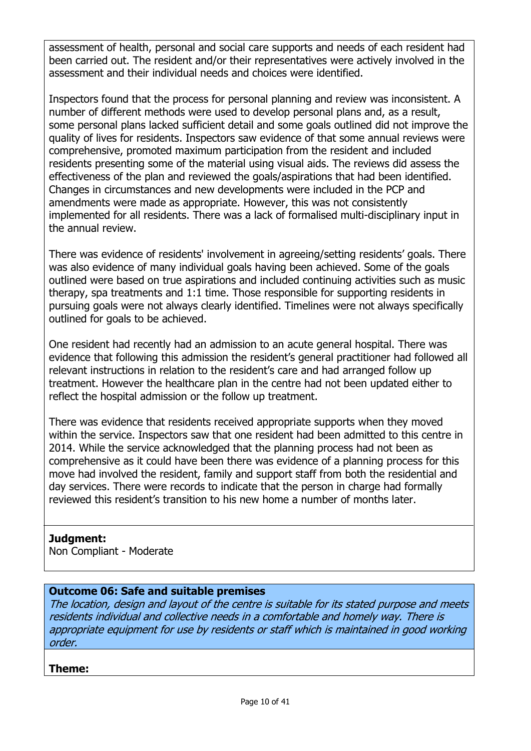assessment of health, personal and social care supports and needs of each resident had been carried out. The resident and/or their representatives were actively involved in the assessment and their individual needs and choices were identified.

Inspectors found that the process for personal planning and review was inconsistent. A number of different methods were used to develop personal plans and, as a result, some personal plans lacked sufficient detail and some goals outlined did not improve the quality of lives for residents. Inspectors saw evidence of that some annual reviews were comprehensive, promoted maximum participation from the resident and included residents presenting some of the material using visual aids. The reviews did assess the effectiveness of the plan and reviewed the goals/aspirations that had been identified. Changes in circumstances and new developments were included in the PCP and amendments were made as appropriate. However, this was not consistently implemented for all residents. There was a lack of formalised multi-disciplinary input in the annual review.

There was evidence of residents' involvement in agreeing/setting residents' goals. There was also evidence of many individual goals having been achieved. Some of the goals outlined were based on true aspirations and included continuing activities such as music therapy, spa treatments and 1:1 time. Those responsible for supporting residents in pursuing goals were not always clearly identified. Timelines were not always specifically outlined for goals to be achieved.

One resident had recently had an admission to an acute general hospital. There was evidence that following this admission the resident's general practitioner had followed all relevant instructions in relation to the resident's care and had arranged follow up treatment. However the healthcare plan in the centre had not been updated either to reflect the hospital admission or the follow up treatment.

There was evidence that residents received appropriate supports when they moved within the service. Inspectors saw that one resident had been admitted to this centre in 2014. While the service acknowledged that the planning process had not been as comprehensive as it could have been there was evidence of a planning process for this move had involved the resident, family and support staff from both the residential and day services. There were records to indicate that the person in charge had formally reviewed this resident's transition to his new home a number of months later.

**Judgment:**
Non Compliant - Moderate

**Outcome 06: Safe and suitable premises**
*The location, design and layout of the centre is suitable for its stated purpose and meets residents individual and collective needs in a comfortable and homely way. There is appropriate equipment for use by residents or staff which is maintained in good working order.*

**Theme:**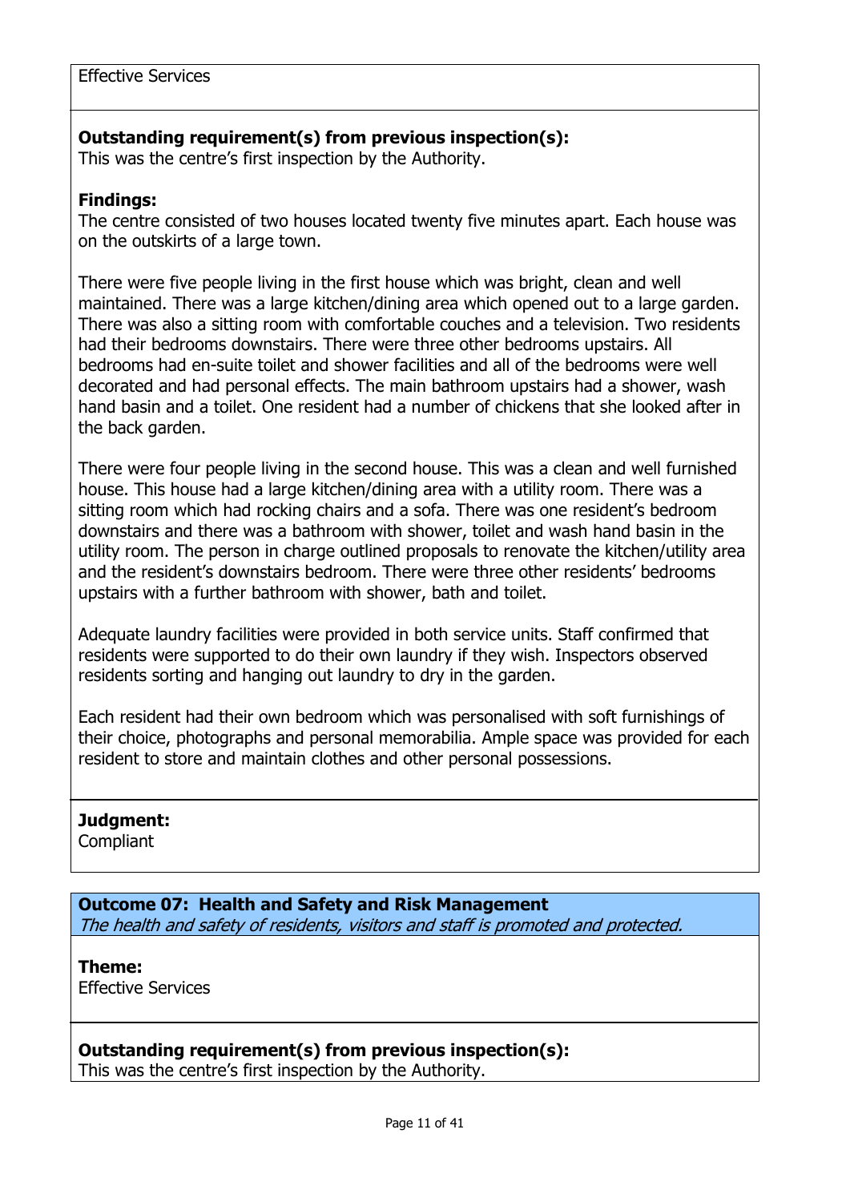Effective Services

**Outstanding requirement(s) from previous inspection(s):**
This was the centre's first inspection by the Authority.

**Findings:**
The centre consisted of two houses located twenty five minutes apart. Each house was on the outskirts of a large town.

There were five people living in the first house which was bright, clean and well maintained. There was a large kitchen/dining area which opened out to a large garden. There was also a sitting room with comfortable couches and a television. Two residents had their bedrooms downstairs. There were three other bedrooms upstairs. All bedrooms had en-suite toilet and shower facilities and all of the bedrooms were well decorated and had personal effects. The main bathroom upstairs had a shower, wash hand basin and a toilet. One resident had a number of chickens that she looked after in the back garden.

There were four people living in the second house. This was a clean and well furnished house. This house had a large kitchen/dining area with a utility room. There was a sitting room which had rocking chairs and a sofa. There was one resident's bedroom downstairs and there was a bathroom with shower, toilet and wash hand basin in the utility room. The person in charge outlined proposals to renovate the kitchen/utility area and the resident's downstairs bedroom. There were three other residents' bedrooms upstairs with a further bathroom with shower, bath and toilet.

Adequate laundry facilities were provided in both service units. Staff confirmed that residents were supported to do their own laundry if they wish. Inspectors observed residents sorting and hanging out laundry to dry in the garden.

Each resident had their own bedroom which was personalised with soft furnishings of their choice, photographs and personal memorabilia. Ample space was provided for each resident to store and maintain clothes and other personal possessions.

**Judgment:**
Compliant

## Outcome 07: Health and Safety and Risk Management

*The health and safety of residents, visitors and staff is promoted and protected.*

**Theme:**
Effective Services

**Outstanding requirement(s) from previous inspection(s):**
This was the centre's first inspection by the Authority.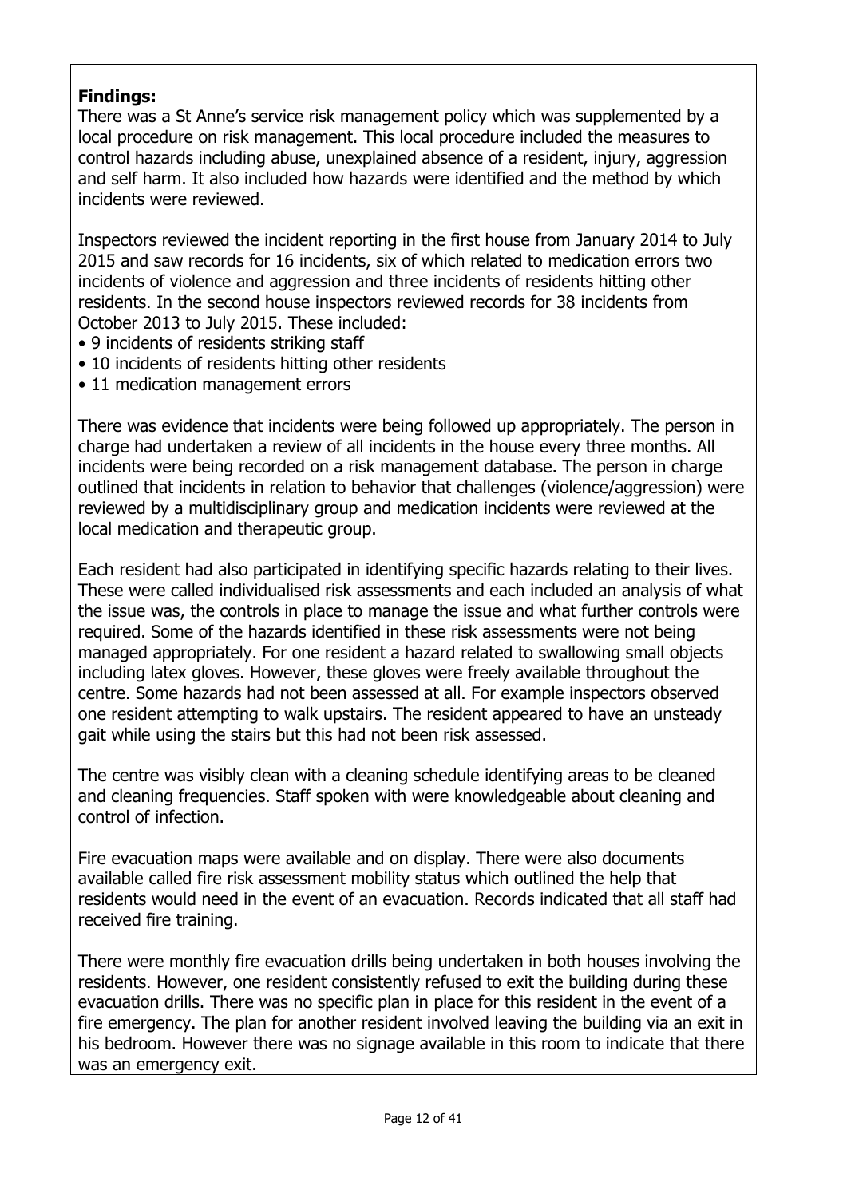**Findings:**

There was a St Anne's service risk management policy which was supplemented by a local procedure on risk management. This local procedure included the measures to control hazards including abuse, unexplained absence of a resident, injury, aggression and self harm. It also included how hazards were identified and the method by which incidents were reviewed.

Inspectors reviewed the incident reporting in the first house from January 2014 to July 2015 and saw records for 16 incidents, six of which related to medication errors two incidents of violence and aggression and three incidents of residents hitting other residents. In the second house inspectors reviewed records for 38 incidents from October 2013 to July 2015. These included:

- 9 incidents of residents striking staff
- 10 incidents of residents hitting other residents
- 11 medication management errors

There was evidence that incidents were being followed up appropriately. The person in charge had undertaken a review of all incidents in the house every three months. All incidents were being recorded on a risk management database. The person in charge outlined that incidents in relation to behavior that challenges (violence/aggression) were reviewed by a multidisciplinary group and medication incidents were reviewed at the local medication and therapeutic group.

Each resident had also participated in identifying specific hazards relating to their lives. These were called individualised risk assessments and each included an analysis of what the issue was, the controls in place to manage the issue and what further controls were required. Some of the hazards identified in these risk assessments were not being managed appropriately. For one resident a hazard related to swallowing small objects including latex gloves. However, these gloves were freely available throughout the centre. Some hazards had not been assessed at all. For example inspectors observed one resident attempting to walk upstairs. The resident appeared to have an unsteady gait while using the stairs but this had not been risk assessed.

The centre was visibly clean with a cleaning schedule identifying areas to be cleaned and cleaning frequencies. Staff spoken with were knowledgeable about cleaning and control of infection.

Fire evacuation maps were available and on display. There were also documents available called fire risk assessment mobility status which outlined the help that residents would need in the event of an evacuation. Records indicated that all staff had received fire training.

There were monthly fire evacuation drills being undertaken in both houses involving the residents. However, one resident consistently refused to exit the building during these evacuation drills. There was no specific plan in place for this resident in the event of a fire emergency. The plan for another resident involved leaving the building via an exit in his bedroom. However there was no signage available in this room to indicate that there was an emergency exit.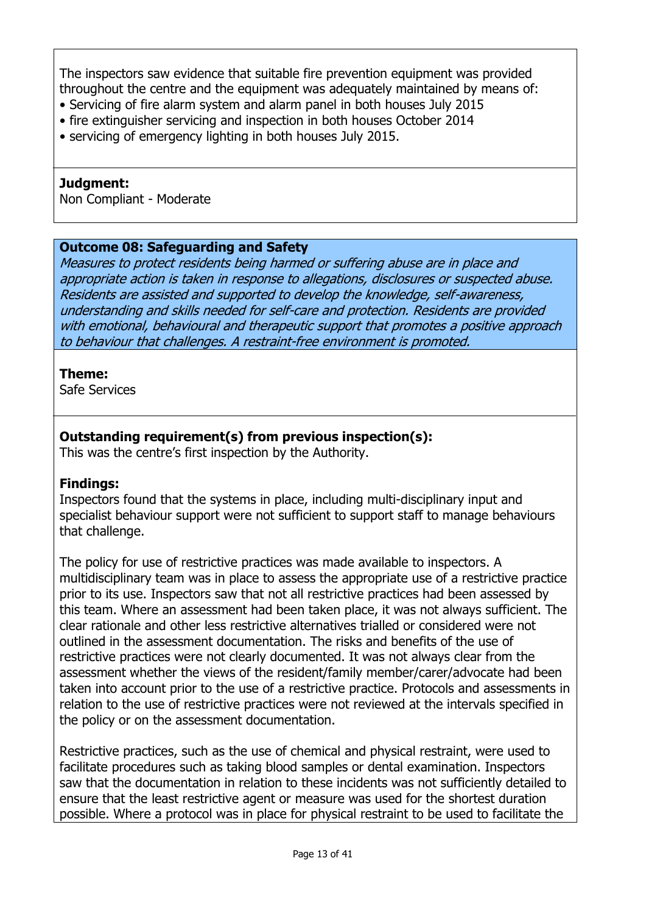The inspectors saw evidence that suitable fire prevention equipment was provided throughout the centre and the equipment was adequately maintained by means of:
- Servicing of fire alarm system and alarm panel in both houses July 2015
- fire extinguisher servicing and inspection in both houses October 2014
- servicing of emergency lighting in both houses July 2015.

**Judgment:**
Non Compliant - Moderate

**Outcome 08: Safeguarding and Safety**
*Measures to protect residents being harmed or suffering abuse are in place and appropriate action is taken in response to allegations, disclosures or suspected abuse. Residents are assisted and supported to develop the knowledge, self-awareness, understanding and skills needed for self-care and protection. Residents are provided with emotional, behavioural and therapeutic support that promotes a positive approach to behaviour that challenges. A restraint-free environment is promoted.*

**Theme:**
Safe Services

**Outstanding requirement(s) from previous inspection(s):**
This was the centre's first inspection by the Authority.

**Findings:**
Inspectors found that the systems in place, including multi-disciplinary input and specialist behaviour support were not sufficient to support staff to manage behaviours that challenge.

The policy for use of restrictive practices was made available to inspectors. A multidisciplinary team was in place to assess the appropriate use of a restrictive practice prior to its use. Inspectors saw that not all restrictive practices had been assessed by this team. Where an assessment had been taken place, it was not always sufficient. The clear rationale and other less restrictive alternatives trialled or considered were not outlined in the assessment documentation. The risks and benefits of the use of restrictive practices were not clearly documented. It was not always clear from the assessment whether the views of the resident/family member/carer/advocate had been taken into account prior to the use of a restrictive practice. Protocols and assessments in relation to the use of restrictive practices were not reviewed at the intervals specified in the policy or on the assessment documentation.

Restrictive practices, such as the use of chemical and physical restraint, were used to facilitate procedures such as taking blood samples or dental examination. Inspectors saw that the documentation in relation to these incidents was not sufficiently detailed to ensure that the least restrictive agent or measure was used for the shortest duration possible. Where a protocol was in place for physical restraint to be used to facilitate the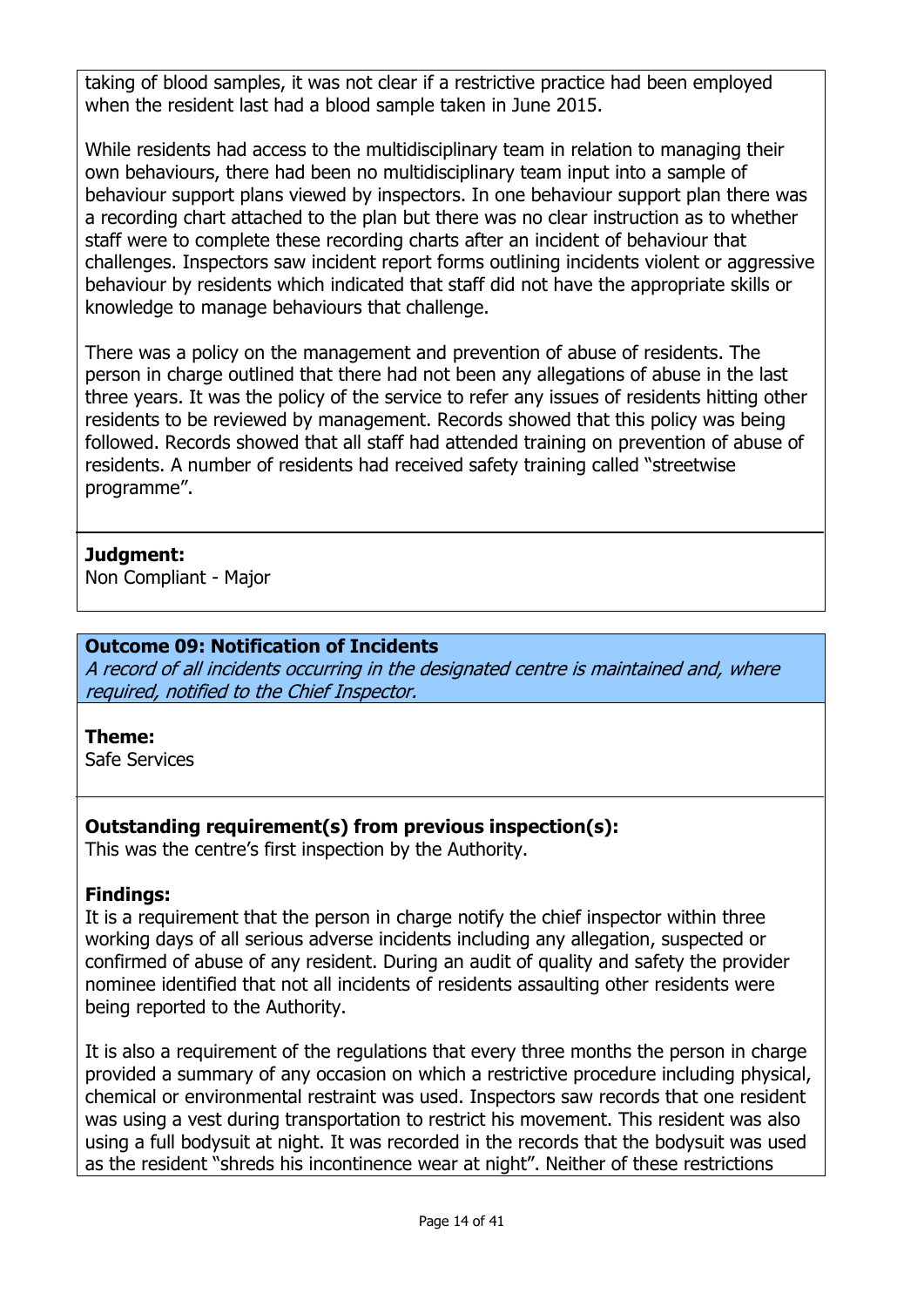taking of blood samples, it was not clear if a restrictive practice had been employed when the resident last had a blood sample taken in June 2015.

While residents had access to the multidisciplinary team in relation to managing their own behaviours, there had been no multidisciplinary team input into a sample of behaviour support plans viewed by inspectors. In one behaviour support plan there was a recording chart attached to the plan but there was no clear instruction as to whether staff were to complete these recording charts after an incident of behaviour that challenges. Inspectors saw incident report forms outlining incidents violent or aggressive behaviour by residents which indicated that staff did not have the appropriate skills or knowledge to manage behaviours that challenge.

There was a policy on the management and prevention of abuse of residents. The person in charge outlined that there had not been any allegations of abuse in the last three years. It was the policy of the service to refer any issues of residents hitting other residents to be reviewed by management. Records showed that this policy was being followed. Records showed that all staff had attended training on prevention of abuse of residents. A number of residents had received safety training called "streetwise programme".

**Judgment:**
Non Compliant - Major

**Outcome 09: Notification of Incidents**
*A record of all incidents occurring in the designated centre is maintained and, where required, notified to the Chief Inspector.*

**Theme:**
Safe Services

**Outstanding requirement(s) from previous inspection(s):**
This was the centre's first inspection by the Authority.

**Findings:**
It is a requirement that the person in charge notify the chief inspector within three working days of all serious adverse incidents including any allegation, suspected or confirmed of abuse of any resident. During an audit of quality and safety the provider nominee identified that not all incidents of residents assaulting other residents were being reported to the Authority.

It is also a requirement of the regulations that every three months the person in charge provided a summary of any occasion on which a restrictive procedure including physical, chemical or environmental restraint was used. Inspectors saw records that one resident was using a vest during transportation to restrict his movement. This resident was also using a full bodysuit at night. It was recorded in the records that the bodysuit was used as the resident "shreds his incontinence wear at night". Neither of these restrictions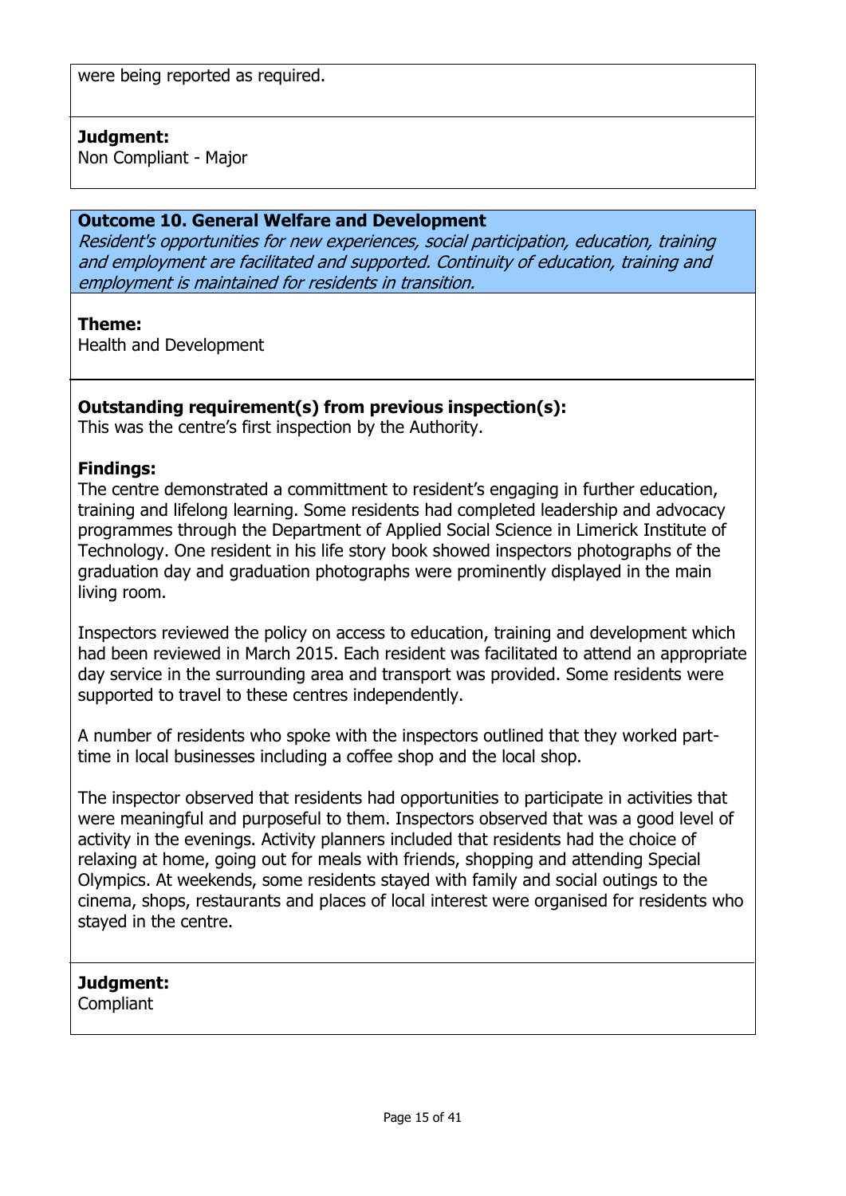were being reported as required.

**Judgment:**
Non Compliant - Major

**Outcome 10. General Welfare and Development**
*Resident's opportunities for new experiences, social participation, education, training and employment are facilitated and supported. Continuity of education, training and employment is maintained for residents in transition.*

**Theme:**
Health and Development

**Outstanding requirement(s) from previous inspection(s):**
This was the centre's first inspection by the Authority.

**Findings:**
The centre demonstrated a committment to resident's engaging in further education, training and lifelong learning. Some residents had completed leadership and advocacy programmes through the Department of Applied Social Science in Limerick Institute of Technology. One resident in his life story book showed inspectors photographs of the graduation day and graduation photographs were prominently displayed in the main living room.

Inspectors reviewed the policy on access to education, training and development which had been reviewed in March 2015. Each resident was facilitated to attend an appropriate day service in the surrounding area and transport was provided. Some residents were supported to travel to these centres independently.

A number of residents who spoke with the inspectors outlined that they worked part-time in local businesses including a coffee shop and the local shop.

The inspector observed that residents had opportunities to participate in activities that were meaningful and purposeful to them. Inspectors observed that was a good level of activity in the evenings. Activity planners included that residents had the choice of relaxing at home, going out for meals with friends, shopping and attending Special Olympics. At weekends, some residents stayed with family and social outings to the cinema, shops, restaurants and places of local interest were organised for residents who stayed in the centre.

**Judgment:**
Compliant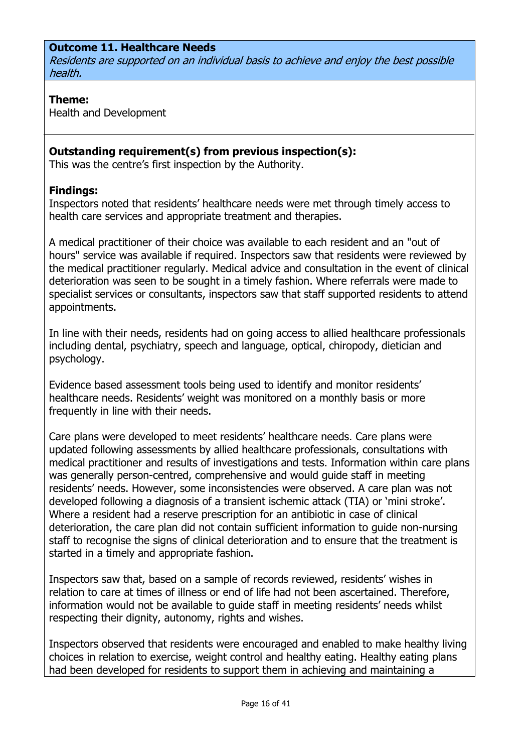**Outcome 11. Healthcare Needs**

*Residents are supported on an individual basis to achieve and enjoy the best possible health.*

**Theme:**

Health and Development

**Outstanding requirement(s) from previous inspection(s):**

This was the centre's first inspection by the Authority.

**Findings:**

Inspectors noted that residents' healthcare needs were met through timely access to health care services and appropriate treatment and therapies.

A medical practitioner of their choice was available to each resident and an "out of hours" service was available if required. Inspectors saw that residents were reviewed by the medical practitioner regularly. Medical advice and consultation in the event of clinical deterioration was seen to be sought in a timely fashion. Where referrals were made to specialist services or consultants, inspectors saw that staff supported residents to attend appointments.

In line with their needs, residents had on going access to allied healthcare professionals including dental, psychiatry, speech and language, optical, chiropody, dietician and psychology.

Evidence based assessment tools being used to identify and monitor residents' healthcare needs. Residents' weight was monitored on a monthly basis or more frequently in line with their needs.

Care plans were developed to meet residents' healthcare needs. Care plans were updated following assessments by allied healthcare professionals, consultations with medical practitioner and results of investigations and tests. Information within care plans was generally person-centred, comprehensive and would guide staff in meeting residents' needs. However, some inconsistencies were observed. A care plan was not developed following a diagnosis of a transient ischemic attack (TIA) or 'mini stroke'. Where a resident had a reserve prescription for an antibiotic in case of clinical deterioration, the care plan did not contain sufficient information to guide non-nursing staff to recognise the signs of clinical deterioration and to ensure that the treatment is started in a timely and appropriate fashion.

Inspectors saw that, based on a sample of records reviewed, residents' wishes in relation to care at times of illness or end of life had not been ascertained. Therefore, information would not be available to guide staff in meeting residents' needs whilst respecting their dignity, autonomy, rights and wishes.

Inspectors observed that residents were encouraged and enabled to make healthy living choices in relation to exercise, weight control and healthy eating. Healthy eating plans had been developed for residents to support them in achieving and maintaining a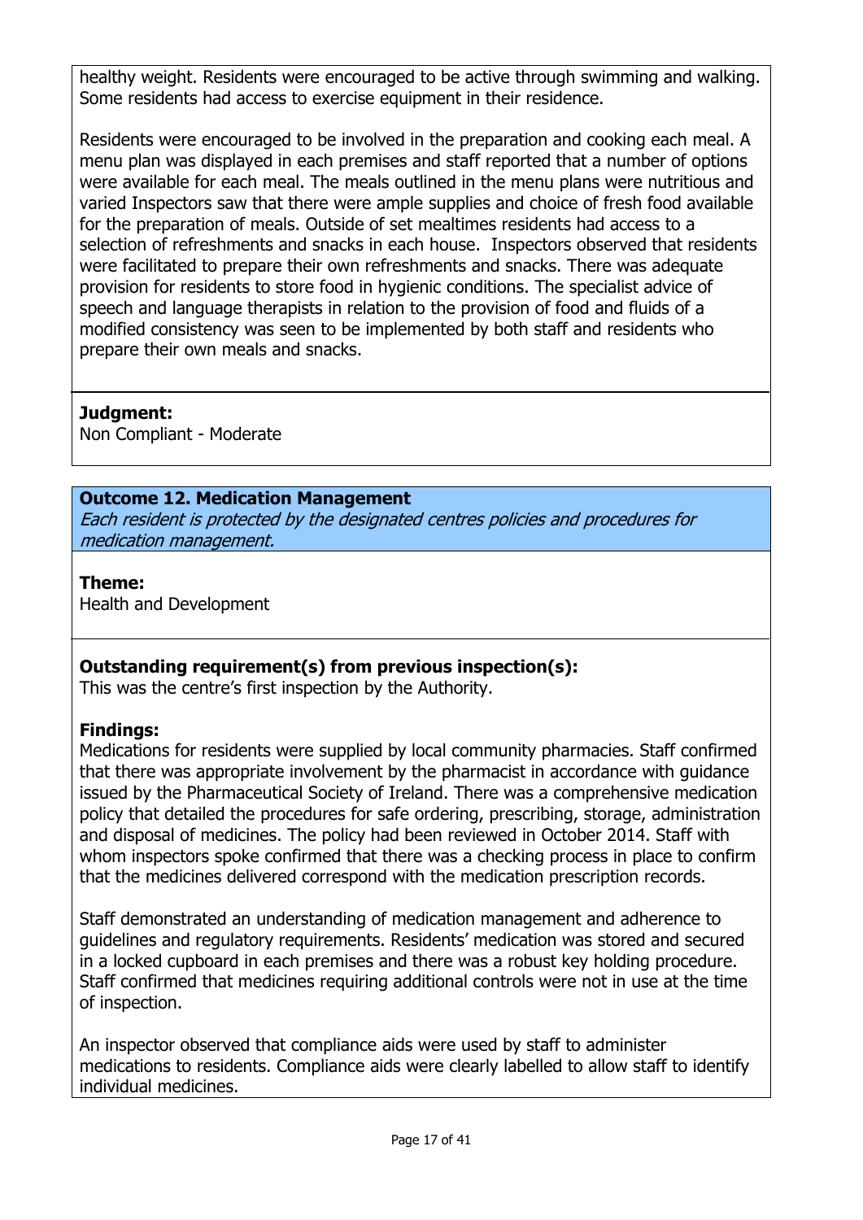healthy weight. Residents were encouraged to be active through swimming and walking. Some residents had access to exercise equipment in their residence.

Residents were encouraged to be involved in the preparation and cooking each meal. A menu plan was displayed in each premises and staff reported that a number of options were available for each meal. The meals outlined in the menu plans were nutritious and varied Inspectors saw that there were ample supplies and choice of fresh food available for the preparation of meals. Outside of set mealtimes residents had access to a selection of refreshments and snacks in each house. Inspectors observed that residents were facilitated to prepare their own refreshments and snacks. There was adequate provision for residents to store food in hygienic conditions. The specialist advice of speech and language therapists in relation to the provision of food and fluids of a modified consistency was seen to be implemented by both staff and residents who prepare their own meals and snacks.

**Judgment:**
Non Compliant - Moderate

**Outcome 12. Medication Management**
*Each resident is protected by the designated centres policies and procedures for medication management.*

**Theme:**
Health and Development

**Outstanding requirement(s) from previous inspection(s):**
This was the centre's first inspection by the Authority.

**Findings:**
Medications for residents were supplied by local community pharmacies. Staff confirmed that there was appropriate involvement by the pharmacist in accordance with guidance issued by the Pharmaceutical Society of Ireland. There was a comprehensive medication policy that detailed the procedures for safe ordering, prescribing, storage, administration and disposal of medicines. The policy had been reviewed in October 2014. Staff with whom inspectors spoke confirmed that there was a checking process in place to confirm that the medicines delivered correspond with the medication prescription records.

Staff demonstrated an understanding of medication management and adherence to guidelines and regulatory requirements. Residents' medication was stored and secured in a locked cupboard in each premises and there was a robust key holding procedure. Staff confirmed that medicines requiring additional controls were not in use at the time of inspection.

An inspector observed that compliance aids were used by staff to administer medications to residents. Compliance aids were clearly labelled to allow staff to identify individual medicines.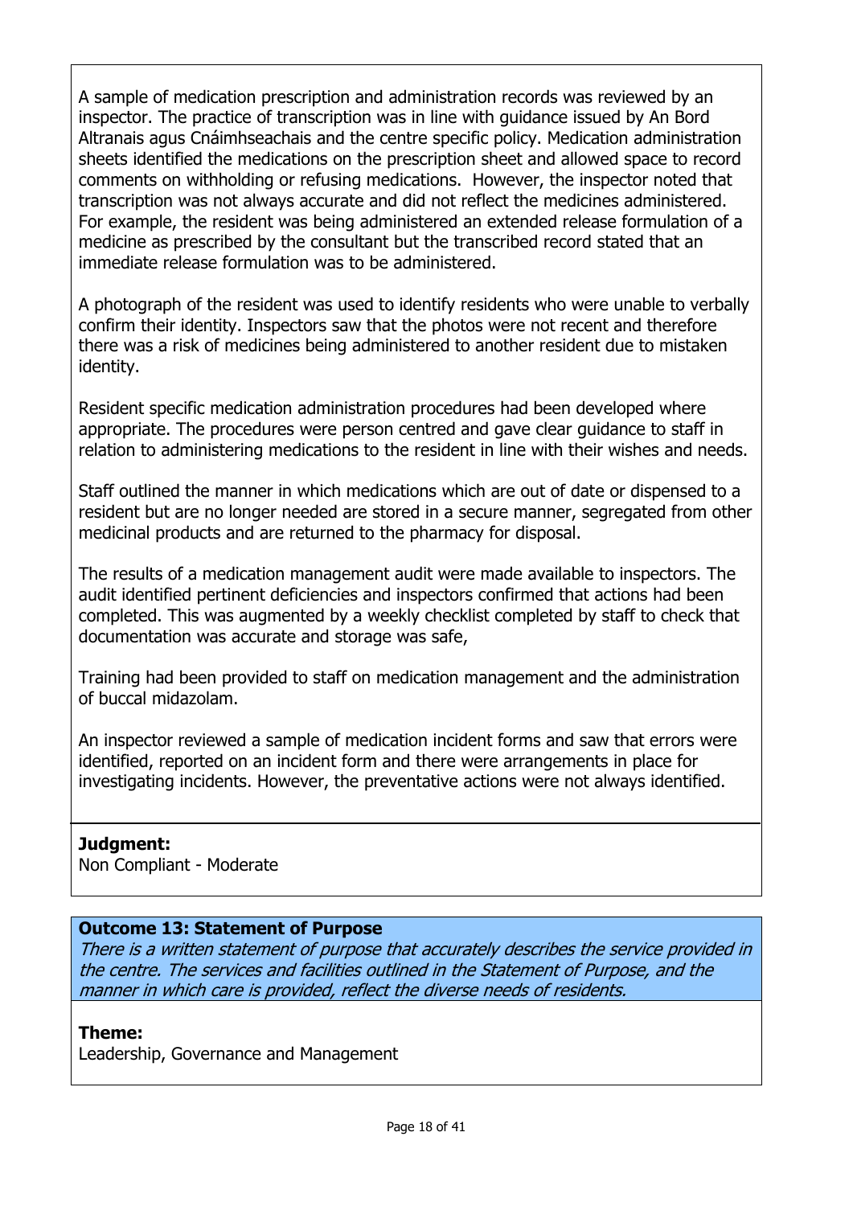A sample of medication prescription and administration records was reviewed by an inspector. The practice of transcription was in line with guidance issued by An Bord Altranais agus Cnáimhseachais and the centre specific policy. Medication administration sheets identified the medications on the prescription sheet and allowed space to record comments on withholding or refusing medications. However, the inspector noted that transcription was not always accurate and did not reflect the medicines administered. For example, the resident was being administered an extended release formulation of a medicine as prescribed by the consultant but the transcribed record stated that an immediate release formulation was to be administered.

A photograph of the resident was used to identify residents who were unable to verbally confirm their identity. Inspectors saw that the photos were not recent and therefore there was a risk of medicines being administered to another resident due to mistaken identity.

Resident specific medication administration procedures had been developed where appropriate. The procedures were person centred and gave clear guidance to staff in relation to administering medications to the resident in line with their wishes and needs.

Staff outlined the manner in which medications which are out of date or dispensed to a resident but are no longer needed are stored in a secure manner, segregated from other medicinal products and are returned to the pharmacy for disposal.

The results of a medication management audit were made available to inspectors. The audit identified pertinent deficiencies and inspectors confirmed that actions had been completed. This was augmented by a weekly checklist completed by staff to check that documentation was accurate and storage was safe,

Training had been provided to staff on medication management and the administration of buccal midazolam.

An inspector reviewed a sample of medication incident forms and saw that errors were identified, reported on an incident form and there were arrangements in place for investigating incidents. However, the preventative actions were not always identified.

**Judgment:**
Non Compliant - Moderate

**Outcome 13: Statement of Purpose**
*There is a written statement of purpose that accurately describes the service provided in the centre. The services and facilities outlined in the Statement of Purpose, and the manner in which care is provided, reflect the diverse needs of residents.*

**Theme:**
Leadership, Governance and Management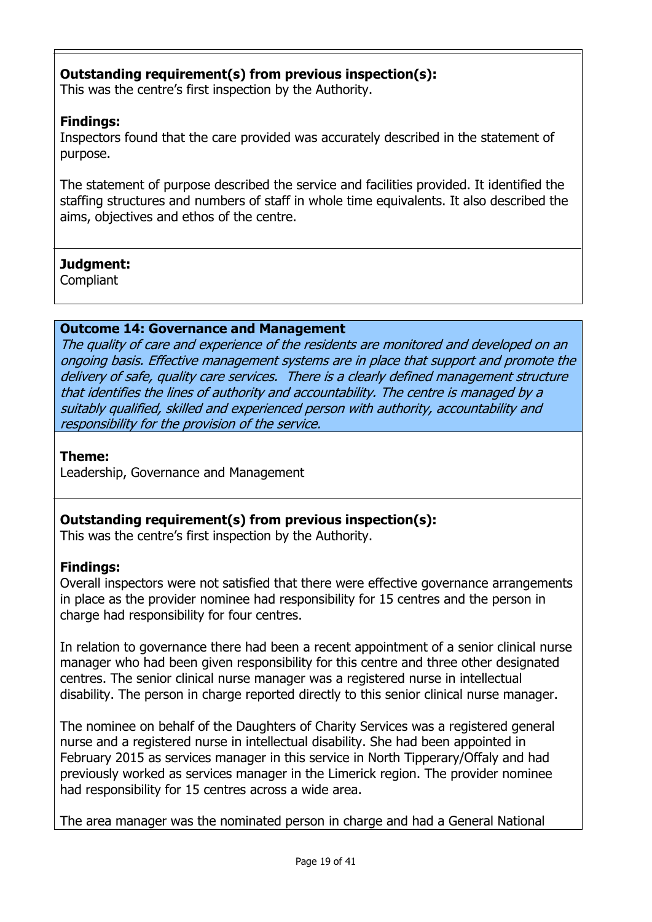**Outstanding requirement(s) from previous inspection(s):**
This was the centre's first inspection by the Authority.

**Findings:**
Inspectors found that the care provided was accurately described in the statement of purpose.

The statement of purpose described the service and facilities provided. It identified the staffing structures and numbers of staff in whole time equivalents. It also described the aims, objectives and ethos of the centre.

**Judgment:**
Compliant

**Outcome 14: Governance and Management**
*The quality of care and experience of the residents are monitored and developed on an ongoing basis. Effective management systems are in place that support and promote the delivery of safe, quality care services. There is a clearly defined management structure that identifies the lines of authority and accountability. The centre is managed by a suitably qualified, skilled and experienced person with authority, accountability and responsibility for the provision of the service.*

**Theme:**
Leadership, Governance and Management

**Outstanding requirement(s) from previous inspection(s):**
This was the centre's first inspection by the Authority.

**Findings:**
Overall inspectors were not satisfied that there were effective governance arrangements in place as the provider nominee had responsibility for 15 centres and the person in charge had responsibility for four centres.

In relation to governance there had been a recent appointment of a senior clinical nurse manager who had been given responsibility for this centre and three other designated centres. The senior clinical nurse manager was a registered nurse in intellectual disability. The person in charge reported directly to this senior clinical nurse manager.

The nominee on behalf of the Daughters of Charity Services was a registered general nurse and a registered nurse in intellectual disability. She had been appointed in February 2015 as services manager in this service in North Tipperary/Offaly and had previously worked as services manager in the Limerick region. The provider nominee had responsibility for 15 centres across a wide area.

The area manager was the nominated person in charge and had a General National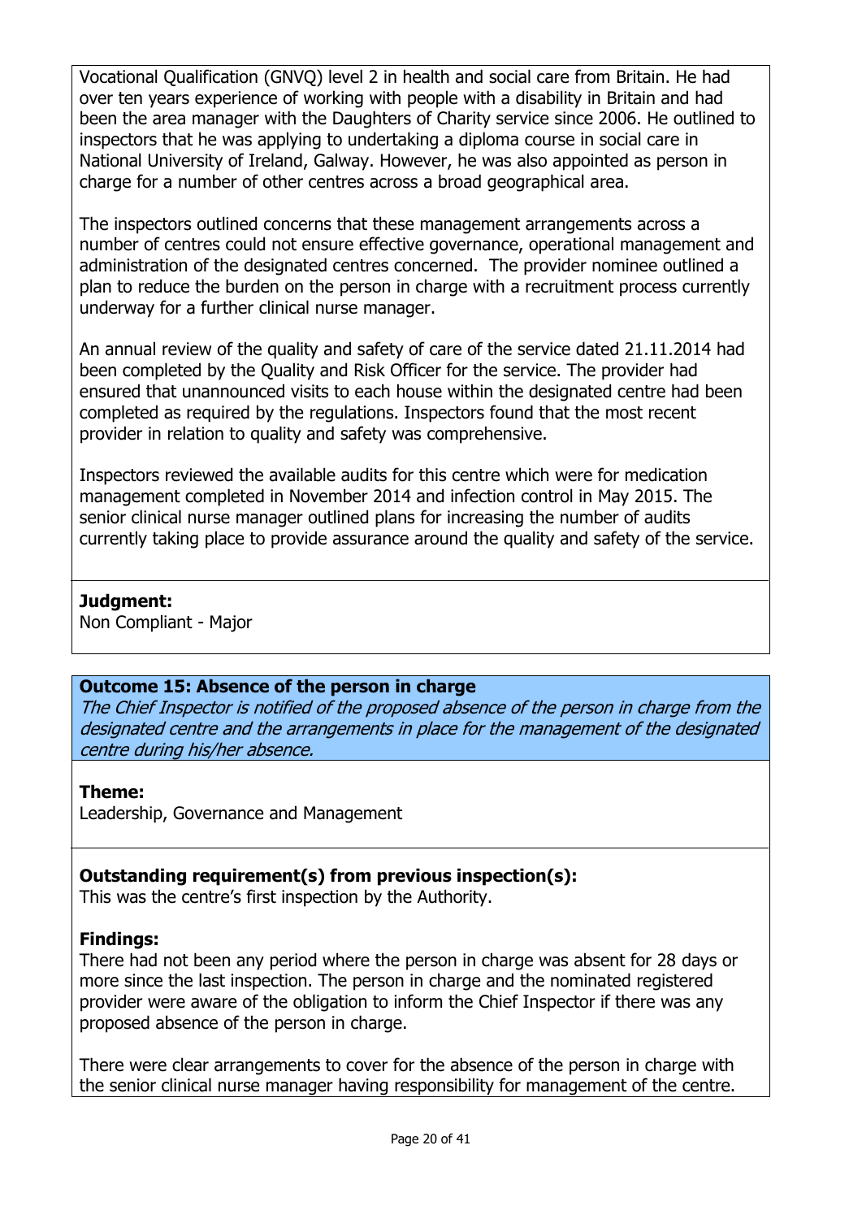Vocational Qualification (GNVQ) level 2 in health and social care from Britain. He had over ten years experience of working with people with a disability in Britain and had been the area manager with the Daughters of Charity service since 2006. He outlined to inspectors that he was applying to undertaking a diploma course in social care in National University of Ireland, Galway. However, he was also appointed as person in charge for a number of other centres across a broad geographical area.

The inspectors outlined concerns that these management arrangements across a number of centres could not ensure effective governance, operational management and administration of the designated centres concerned. The provider nominee outlined a plan to reduce the burden on the person in charge with a recruitment process currently underway for a further clinical nurse manager.

An annual review of the quality and safety of care of the service dated 21.11.2014 had been completed by the Quality and Risk Officer for the service. The provider had ensured that unannounced visits to each house within the designated centre had been completed as required by the regulations. Inspectors found that the most recent provider in relation to quality and safety was comprehensive.

Inspectors reviewed the available audits for this centre which were for medication management completed in November 2014 and infection control in May 2015. The senior clinical nurse manager outlined plans for increasing the number of audits currently taking place to provide assurance around the quality and safety of the service.

**Judgment:**
Non Compliant - Major

**Outcome 15: Absence of the person in charge**
*The Chief Inspector is notified of the proposed absence of the person in charge from the designated centre and the arrangements in place for the management of the designated centre during his/her absence.*

**Theme:**
Leadership, Governance and Management

**Outstanding requirement(s) from previous inspection(s):**
This was the centre's first inspection by the Authority.

**Findings:**
There had not been any period where the person in charge was absent for 28 days or more since the last inspection. The person in charge and the nominated registered provider were aware of the obligation to inform the Chief Inspector if there was any proposed absence of the person in charge.

There were clear arrangements to cover for the absence of the person in charge with the senior clinical nurse manager having responsibility for management of the centre.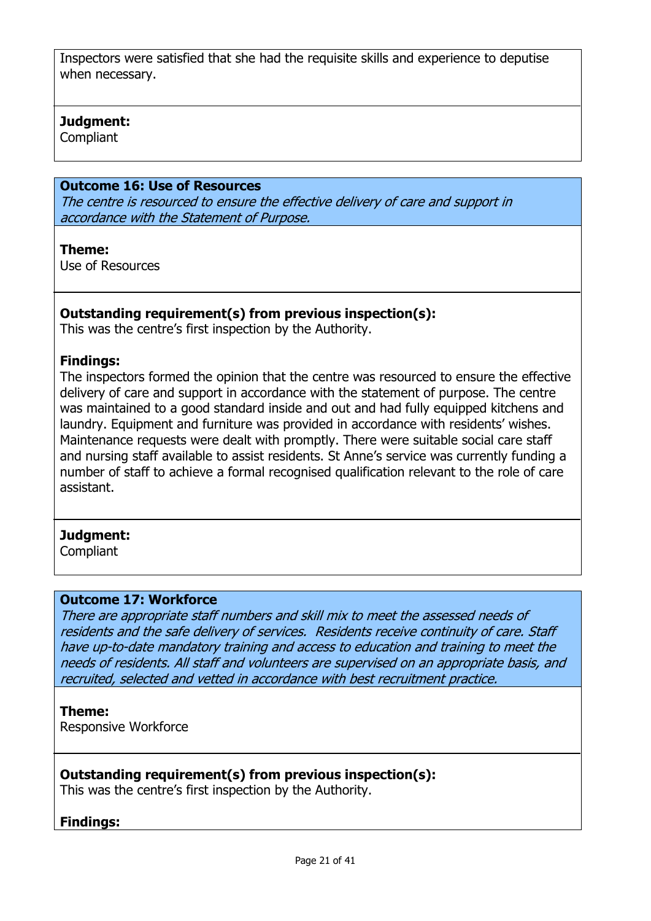Inspectors were satisfied that she had the requisite skills and experience to deputise when necessary.

**Judgment:**
Compliant

**Outcome 16: Use of Resources**
*The centre is resourced to ensure the effective delivery of care and support in accordance with the Statement of Purpose.*

**Theme:**
Use of Resources

**Outstanding requirement(s) from previous inspection(s):**
This was the centre's first inspection by the Authority.

**Findings:**
The inspectors formed the opinion that the centre was resourced to ensure the effective delivery of care and support in accordance with the statement of purpose. The centre was maintained to a good standard inside and out and had fully equipped kitchens and laundry. Equipment and furniture was provided in accordance with residents' wishes. Maintenance requests were dealt with promptly. There were suitable social care staff and nursing staff available to assist residents. St Anne's service was currently funding a number of staff to achieve a formal recognised qualification relevant to the role of care assistant.

**Judgment:**
Compliant

**Outcome 17: Workforce**
*There are appropriate staff numbers and skill mix to meet the assessed needs of residents and the safe delivery of services. Residents receive continuity of care. Staff have up-to-date mandatory training and access to education and training to meet the needs of residents. All staff and volunteers are supervised on an appropriate basis, and recruited, selected and vetted in accordance with best recruitment practice.*

**Theme:**
Responsive Workforce

**Outstanding requirement(s) from previous inspection(s):**
This was the centre's first inspection by the Authority.

**Findings:**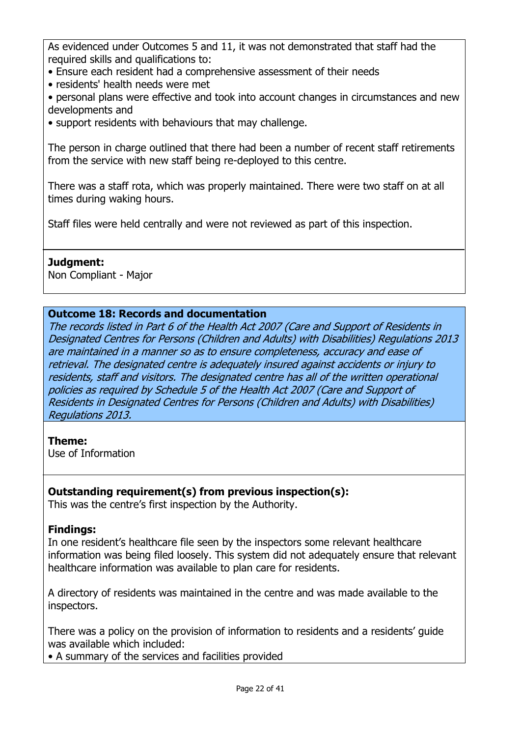As evidenced under Outcomes 5 and 11, it was not demonstrated that staff had the required skills and qualifications to:

- Ensure each resident had a comprehensive assessment of their needs
- residents' health needs were met
- personal plans were effective and took into account changes in circumstances and new developments and
- support residents with behaviours that may challenge.

The person in charge outlined that there had been a number of recent staff retirements from the service with new staff being re-deployed to this centre.

There was a staff rota, which was properly maintained. There were two staff on at all times during waking hours.

Staff files were held centrally and were not reviewed as part of this inspection.

**Judgment:**
Non Compliant - Major

### Outcome 18: Records and documentation

*The records listed in Part 6 of the Health Act 2007 (Care and Support of Residents in Designated Centres for Persons (Children and Adults) with Disabilities) Regulations 2013 are maintained in a manner so as to ensure completeness, accuracy and ease of retrieval. The designated centre is adequately insured against accidents or injury to residents, staff and visitors. The designated centre has all of the written operational policies as required by Schedule 5 of the Health Act 2007 (Care and Support of Residents in Designated Centres for Persons (Children and Adults) with Disabilities) Regulations 2013.*

**Theme:**
Use of Information

**Outstanding requirement(s) from previous inspection(s):**
This was the centre's first inspection by the Authority.

**Findings:**
In one resident's healthcare file seen by the inspectors some relevant healthcare information was being filed loosely. This system did not adequately ensure that relevant healthcare information was available to plan care for residents.

A directory of residents was maintained in the centre and was made available to the inspectors.

There was a policy on the provision of information to residents and a residents' guide was available which included:

- A summary of the services and facilities provided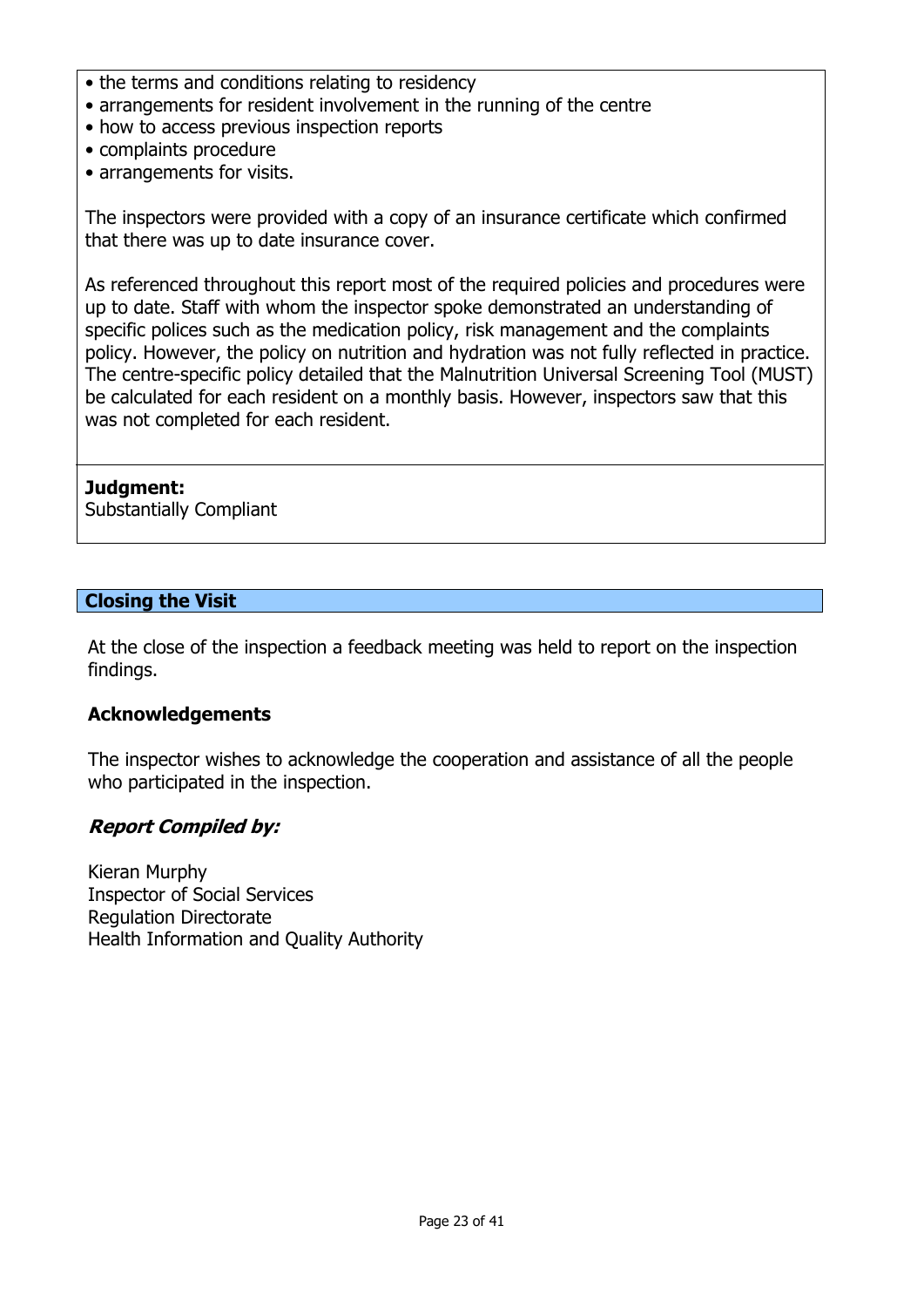- the terms and conditions relating to residency
- arrangements for resident involvement in the running of the centre
- how to access previous inspection reports
- complaints procedure
- arrangements for visits.

The inspectors were provided with a copy of an insurance certificate which confirmed that there was up to date insurance cover.

As referenced throughout this report most of the required policies and procedures were up to date. Staff with whom the inspector spoke demonstrated an understanding of specific polices such as the medication policy, risk management and the complaints policy. However, the policy on nutrition and hydration was not fully reflected in practice. The centre-specific policy detailed that the Malnutrition Universal Screening Tool (MUST) be calculated for each resident on a monthly basis. However, inspectors saw that this was not completed for each resident.

**Judgment:**
Substantially Compliant

## Closing the Visit

At the close of the inspection a feedback meeting was held to report on the inspection findings.

### Acknowledgements

The inspector wishes to acknowledge the cooperation and assistance of all the people who participated in the inspection.

### *Report Compiled by:*

Kieran Murphy
Inspector of Social Services
Regulation Directorate
Health Information and Quality Authority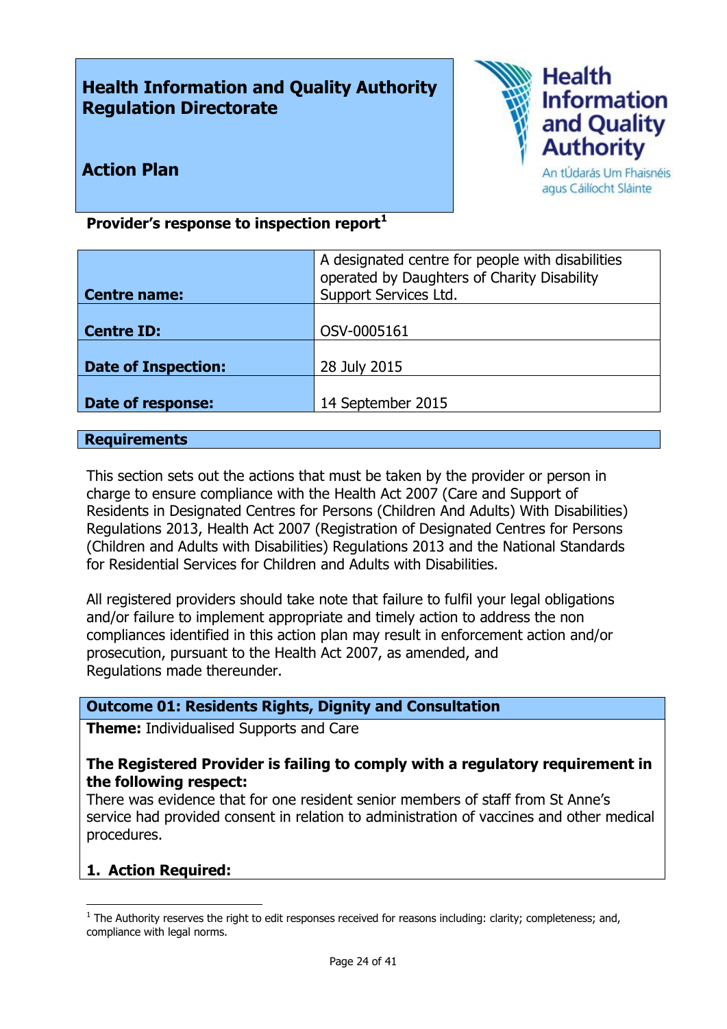**Health Information and Quality Authority**
**Regulation Directorate**

**Action Plan**

**Provider's response to inspection report**[1]

| | |
|---|---|
| **Centre name:** | A designated centre for people with disabilities operated by Daughters of Charity Disability Support Services Ltd. |
| **Centre ID:** | OSV-0005161 |
| **Date of Inspection:** | 28 July 2015 |
| **Date of response:** | 14 September 2015 |

## Requirements

This section sets out the actions that must be taken by the provider or person in charge to ensure compliance with the Health Act 2007 (Care and Support of Residents in Designated Centres for Persons (Children And Adults) With Disabilities) Regulations 2013, Health Act 2007 (Registration of Designated Centres for Persons (Children and Adults with Disabilities) Regulations 2013 and the National Standards for Residential Services for Children and Adults with Disabilities.

All registered providers should take note that failure to fulfil your legal obligations and/or failure to implement appropriate and timely action to address the non compliances identified in this action plan may result in enforcement action and/or prosecution, pursuant to the Health Act 2007, as amended, and Regulations made thereunder.

### Outcome 01: Residents Rights, Dignity and Consultation

**Theme:** Individualised Supports and Care

**The Registered Provider is failing to comply with a regulatory requirement in the following respect:**
There was evidence that for one resident senior members of staff from St Anne's service had provided consent in relation to administration of vaccines and other medical procedures.

**1. Action Required:**

[1] The Authority reserves the right to edit responses received for reasons including: clarity; completeness; and, compliance with legal norms.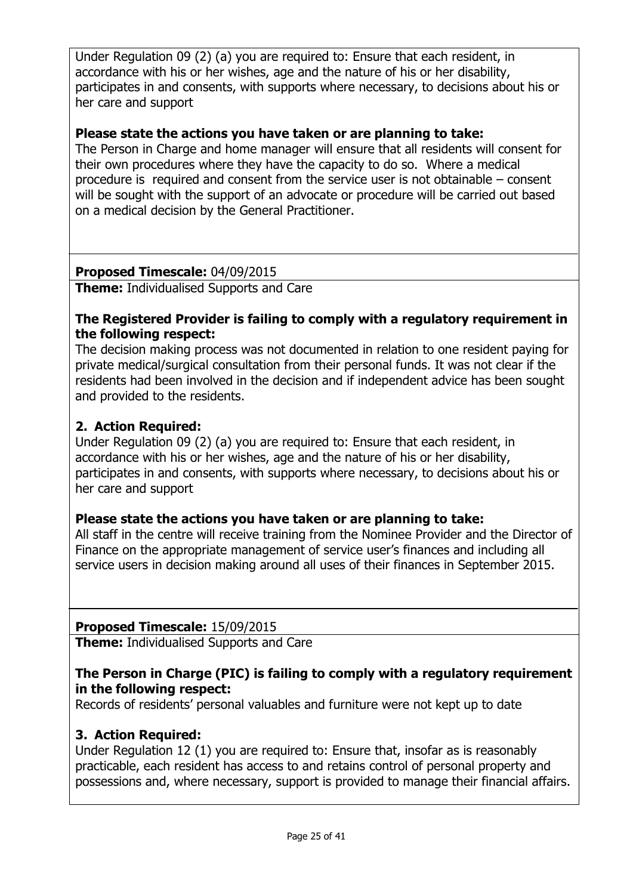Under Regulation 09 (2) (a) you are required to: Ensure that each resident, in accordance with his or her wishes, age and the nature of his or her disability, participates in and consents, with supports where necessary, to decisions about his or her care and support

**Please state the actions you have taken or are planning to take:**
The Person in Charge and home manager will ensure that all residents will consent for their own procedures where they have the capacity to do so. Where a medical procedure is required and consent from the service user is not obtainable – consent will be sought with the support of an advocate or procedure will be carried out based on a medical decision by the General Practitioner.

**Proposed Timescale:** 04/09/2015

**Theme:** Individualised Supports and Care

**The Registered Provider is failing to comply with a regulatory requirement in the following respect:**
The decision making process was not documented in relation to one resident paying for private medical/surgical consultation from their personal funds. It was not clear if the residents had been involved in the decision and if independent advice has been sought and provided to the residents.

**2. Action Required:**
Under Regulation 09 (2) (a) you are required to: Ensure that each resident, in accordance with his or her wishes, age and the nature of his or her disability, participates in and consents, with supports where necessary, to decisions about his or her care and support

**Please state the actions you have taken or are planning to take:**
All staff in the centre will receive training from the Nominee Provider and the Director of Finance on the appropriate management of service user's finances and including all service users in decision making around all uses of their finances in September 2015.

**Proposed Timescale:** 15/09/2015

**Theme:** Individualised Supports and Care

**The Person in Charge (PIC) is failing to comply with a regulatory requirement in the following respect:**
Records of residents' personal valuables and furniture were not kept up to date

**3. Action Required:**
Under Regulation 12 (1) you are required to: Ensure that, insofar as is reasonably practicable, each resident has access to and retains control of personal property and possessions and, where necessary, support is provided to manage their financial affairs.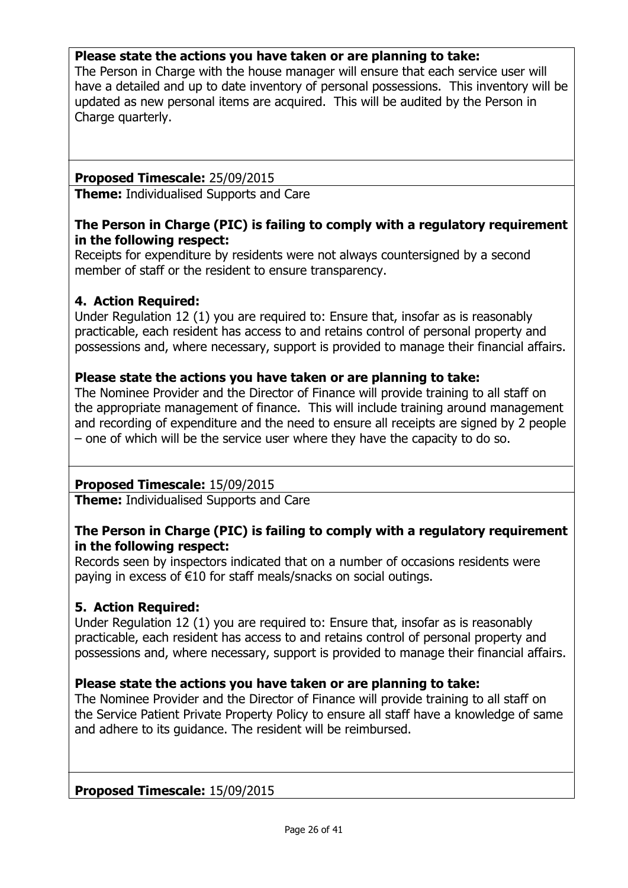**Please state the actions you have taken or are planning to take:**
The Person in Charge with the house manager will ensure that each service user will have a detailed and up to date inventory of personal possessions. This inventory will be updated as new personal items are acquired. This will be audited by the Person in Charge quarterly.

**Proposed Timescale:** 25/09/2015

**Theme:** Individualised Supports and Care

**The Person in Charge (PIC) is failing to comply with a regulatory requirement in the following respect:**
Receipts for expenditure by residents were not always countersigned by a second member of staff or the resident to ensure transparency.

**4. Action Required:**
Under Regulation 12 (1) you are required to: Ensure that, insofar as is reasonably practicable, each resident has access to and retains control of personal property and possessions and, where necessary, support is provided to manage their financial affairs.

**Please state the actions you have taken or are planning to take:**
The Nominee Provider and the Director of Finance will provide training to all staff on the appropriate management of finance. This will include training around management and recording of expenditure and the need to ensure all receipts are signed by 2 people – one of which will be the service user where they have the capacity to do so.

**Proposed Timescale:** 15/09/2015

**Theme:** Individualised Supports and Care

**The Person in Charge (PIC) is failing to comply with a regulatory requirement in the following respect:**
Records seen by inspectors indicated that on a number of occasions residents were paying in excess of €10 for staff meals/snacks on social outings.

**5. Action Required:**
Under Regulation 12 (1) you are required to: Ensure that, insofar as is reasonably practicable, each resident has access to and retains control of personal property and possessions and, where necessary, support is provided to manage their financial affairs.

**Please state the actions you have taken or are planning to take:**
The Nominee Provider and the Director of Finance will provide training to all staff on the Service Patient Private Property Policy to ensure all staff have a knowledge of same and adhere to its guidance. The resident will be reimbursed.

**Proposed Timescale:** 15/09/2015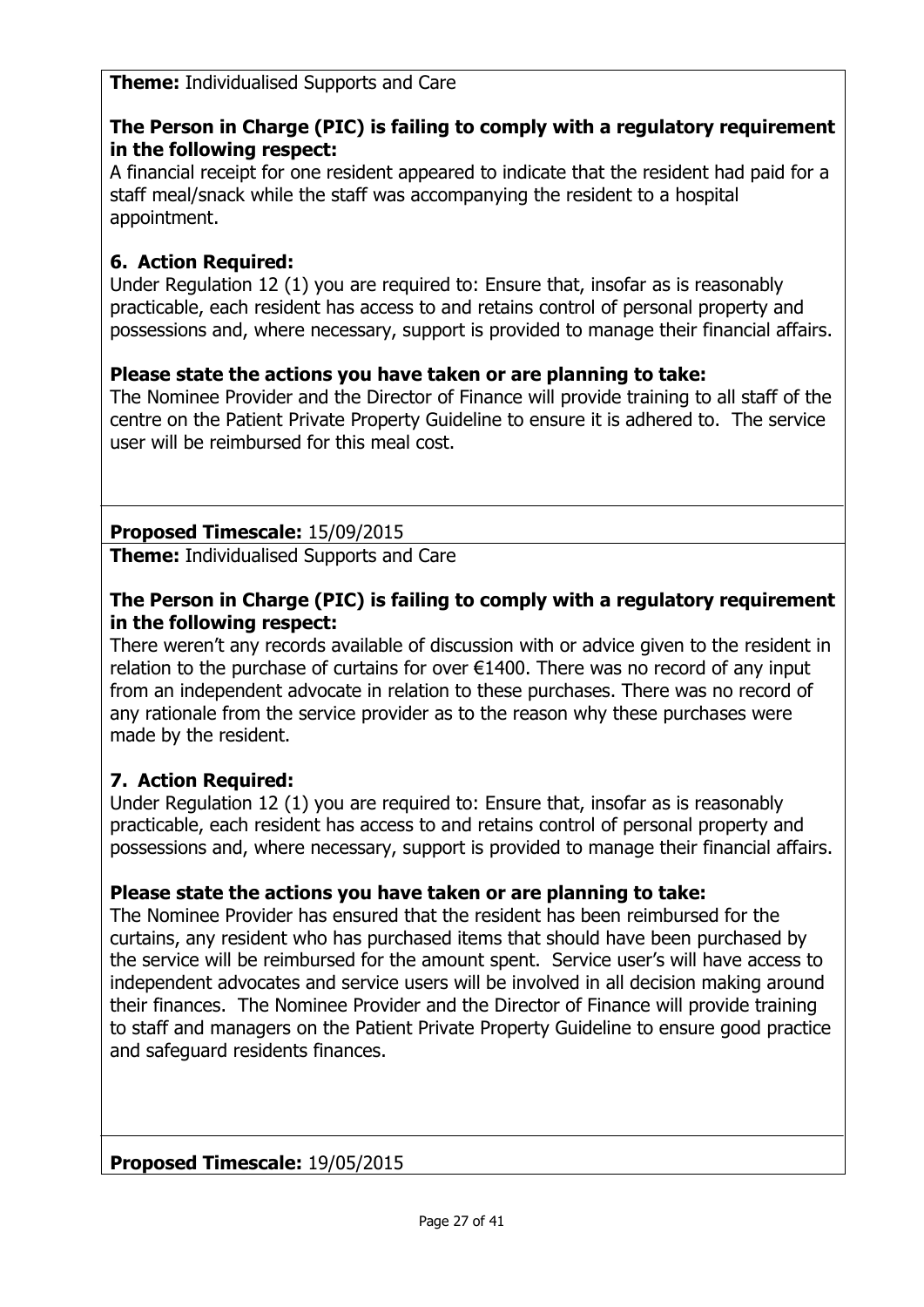**Theme:** Individualised Supports and Care

**The Person in Charge (PIC) is failing to comply with a regulatory requirement in the following respect:**
A financial receipt for one resident appeared to indicate that the resident had paid for a staff meal/snack while the staff was accompanying the resident to a hospital appointment.

**6. Action Required:**
Under Regulation 12 (1) you are required to: Ensure that, insofar as is reasonably practicable, each resident has access to and retains control of personal property and possessions and, where necessary, support is provided to manage their financial affairs.

**Please state the actions you have taken or are planning to take:**
The Nominee Provider and the Director of Finance will provide training to all staff of the centre on the Patient Private Property Guideline to ensure it is adhered to. The service user will be reimbursed for this meal cost.

**Proposed Timescale:** 15/09/2015

**Theme:** Individualised Supports and Care

**The Person in Charge (PIC) is failing to comply with a regulatory requirement in the following respect:**
There weren't any records available of discussion with or advice given to the resident in relation to the purchase of curtains for over €1400. There was no record of any input from an independent advocate in relation to these purchases. There was no record of any rationale from the service provider as to the reason why these purchases were made by the resident.

**7. Action Required:**
Under Regulation 12 (1) you are required to: Ensure that, insofar as is reasonably practicable, each resident has access to and retains control of personal property and possessions and, where necessary, support is provided to manage their financial affairs.

**Please state the actions you have taken or are planning to take:**
The Nominee Provider has ensured that the resident has been reimbursed for the curtains, any resident who has purchased items that should have been purchased by the service will be reimbursed for the amount spent. Service user's will have access to independent advocates and service users will be involved in all decision making around their finances. The Nominee Provider and the Director of Finance will provide training to staff and managers on the Patient Private Property Guideline to ensure good practice and safeguard residents finances.

**Proposed Timescale:** 19/05/2015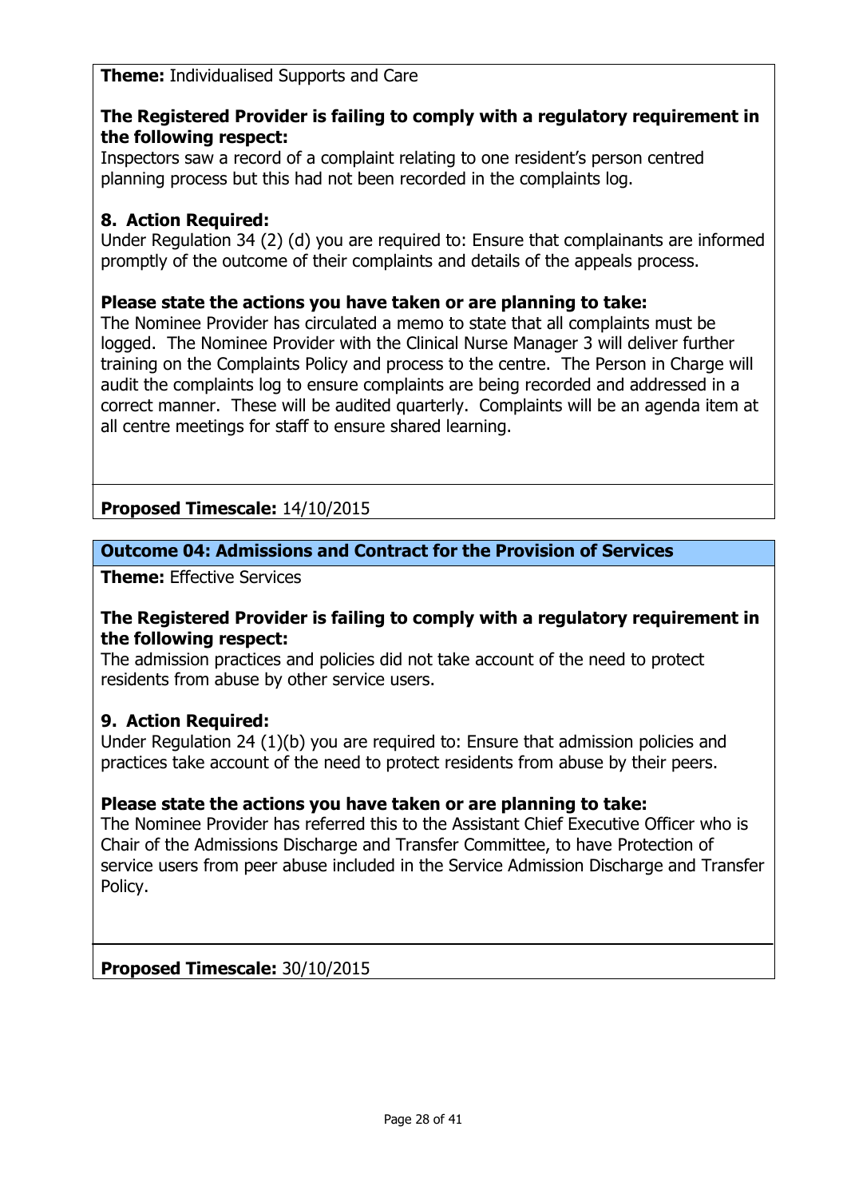**Theme:** Individualised Supports and Care

**The Registered Provider is failing to comply with a regulatory requirement in the following respect:**
Inspectors saw a record of a complaint relating to one resident's person centred planning process but this had not been recorded in the complaints log.

**8. Action Required:**
Under Regulation 34 (2) (d) you are required to: Ensure that complainants are informed promptly of the outcome of their complaints and details of the appeals process.

**Please state the actions you have taken or are planning to take:**
The Nominee Provider has circulated a memo to state that all complaints must be logged. The Nominee Provider with the Clinical Nurse Manager 3 will deliver further training on the Complaints Policy and process to the centre. The Person in Charge will audit the complaints log to ensure complaints are being recorded and addressed in a correct manner. These will be audited quarterly. Complaints will be an agenda item at all centre meetings for staff to ensure shared learning.

**Proposed Timescale:** 14/10/2015

**Outcome 04: Admissions and Contract for the Provision of Services**

**Theme:** Effective Services

**The Registered Provider is failing to comply with a regulatory requirement in the following respect:**
The admission practices and policies did not take account of the need to protect residents from abuse by other service users.

**9. Action Required:**
Under Regulation 24 (1)(b) you are required to: Ensure that admission policies and practices take account of the need to protect residents from abuse by their peers.

**Please state the actions you have taken or are planning to take:**
The Nominee Provider has referred this to the Assistant Chief Executive Officer who is Chair of the Admissions Discharge and Transfer Committee, to have Protection of service users from peer abuse included in the Service Admission Discharge and Transfer Policy.

**Proposed Timescale:** 30/10/2015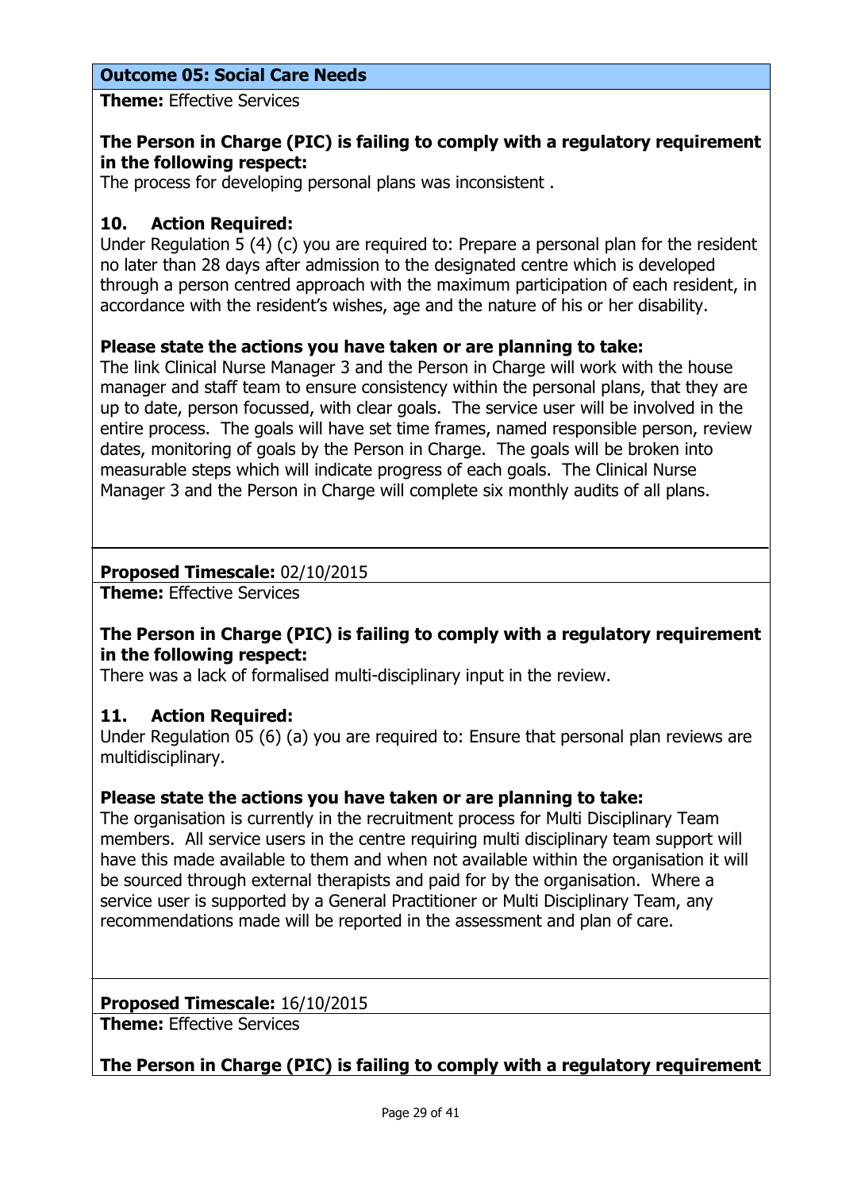## Outcome 05: Social Care Needs

**Theme:** Effective Services

**The Person in Charge (PIC) is failing to comply with a regulatory requirement in the following respect:**
The process for developing personal plans was inconsistent .

### 10. Action Required:

Under Regulation 5 (4) (c) you are required to: Prepare a personal plan for the resident no later than 28 days after admission to the designated centre which is developed through a person centred approach with the maximum participation of each resident, in accordance with the resident's wishes, age and the nature of his or her disability.

**Please state the actions you have taken or are planning to take:**
The link Clinical Nurse Manager 3 and the Person in Charge will work with the house manager and staff team to ensure consistency within the personal plans, that they are up to date, person focussed, with clear goals. The service user will be involved in the entire process. The goals will have set time frames, named responsible person, review dates, monitoring of goals by the Person in Charge. The goals will be broken into measurable steps which will indicate progress of each goals. The Clinical Nurse Manager 3 and the Person in Charge will complete six monthly audits of all plans.

**Proposed Timescale:** 02/10/2015

**Theme:** Effective Services

**The Person in Charge (PIC) is failing to comply with a regulatory requirement in the following respect:**
There was a lack of formalised multi-disciplinary input in the review.

### 11. Action Required:

Under Regulation 05 (6) (a) you are required to: Ensure that personal plan reviews are multidisciplinary.

**Please state the actions you have taken or are planning to take:**
The organisation is currently in the recruitment process for Multi Disciplinary Team members. All service users in the centre requiring multi disciplinary team support will have this made available to them and when not available within the organisation it will be sourced through external therapists and paid for by the organisation. Where a service user is supported by a General Practitioner or Multi Disciplinary Team, any recommendations made will be reported in the assessment and plan of care.

**Proposed Timescale:** 16/10/2015

**Theme:** Effective Services

**The Person in Charge (PIC) is failing to comply with a regulatory requirement**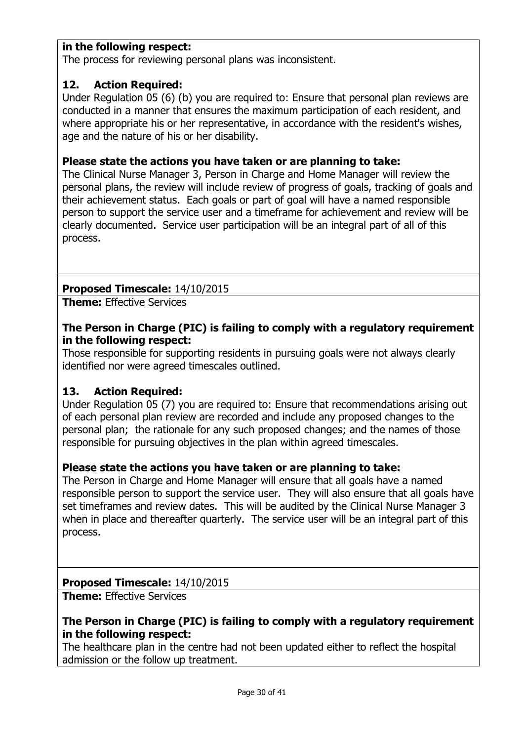**in the following respect:**
The process for reviewing personal plans was inconsistent.

**12. Action Required:**
Under Regulation 05 (6) (b) you are required to: Ensure that personal plan reviews are conducted in a manner that ensures the maximum participation of each resident, and where appropriate his or her representative, in accordance with the resident's wishes, age and the nature of his or her disability.

**Please state the actions you have taken or are planning to take:**
The Clinical Nurse Manager 3, Person in Charge and Home Manager will review the personal plans, the review will include review of progress of goals, tracking of goals and their achievement status. Each goals or part of goal will have a named responsible person to support the service user and a timeframe for achievement and review will be clearly documented. Service user participation will be an integral part of all of this process.

**Proposed Timescale:** 14/10/2015

**Theme:** Effective Services

**The Person in Charge (PIC) is failing to comply with a regulatory requirement in the following respect:**
Those responsible for supporting residents in pursuing goals were not always clearly identified nor were agreed timescales outlined.

**13. Action Required:**
Under Regulation 05 (7) you are required to: Ensure that recommendations arising out of each personal plan review are recorded and include any proposed changes to the personal plan; the rationale for any such proposed changes; and the names of those responsible for pursuing objectives in the plan within agreed timescales.

**Please state the actions you have taken or are planning to take:**
The Person in Charge and Home Manager will ensure that all goals have a named responsible person to support the service user. They will also ensure that all goals have set timeframes and review dates. This will be audited by the Clinical Nurse Manager 3 when in place and thereafter quarterly. The service user will be an integral part of this process.

**Proposed Timescale:** 14/10/2015

**Theme:** Effective Services

**The Person in Charge (PIC) is failing to comply with a regulatory requirement in the following respect:**
The healthcare plan in the centre had not been updated either to reflect the hospital admission or the follow up treatment.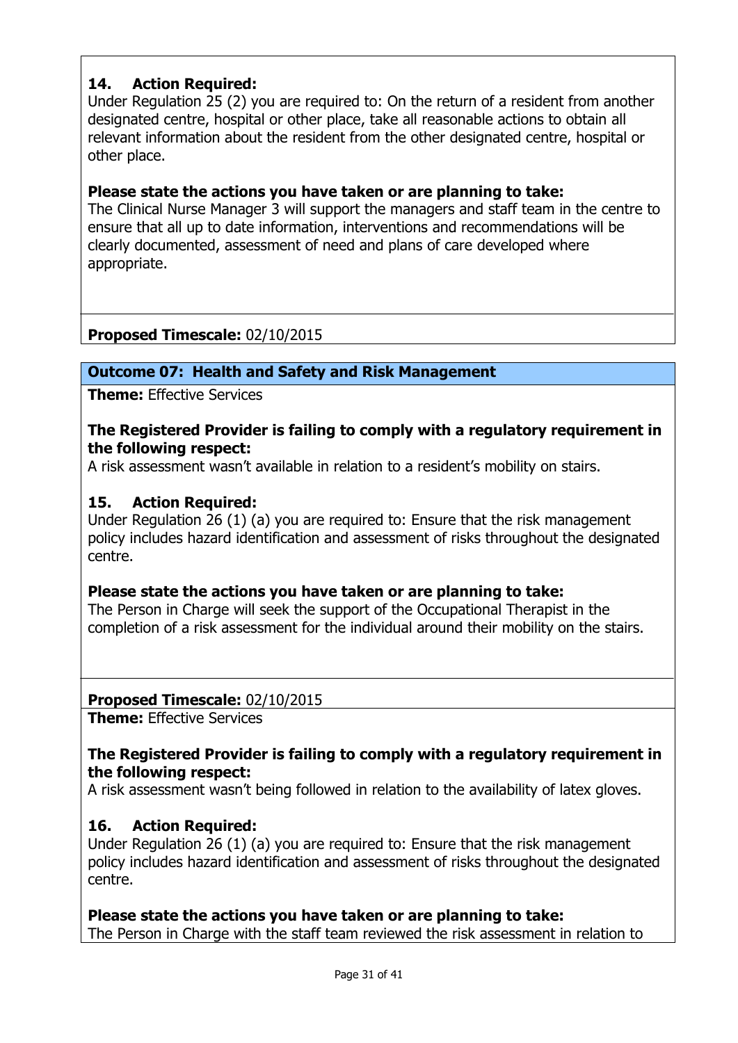### 14. Action Required:

Under Regulation 25 (2) you are required to: On the return of a resident from another designated centre, hospital or other place, take all reasonable actions to obtain all relevant information about the resident from the other designated centre, hospital or other place.

**Please state the actions you have taken or are planning to take:**

The Clinical Nurse Manager 3 will support the managers and staff team in the centre to ensure that all up to date information, interventions and recommendations will be clearly documented, assessment of need and plans of care developed where appropriate.

**Proposed Timescale:** 02/10/2015

## Outcome 07: Health and Safety and Risk Management

**Theme:** Effective Services

**The Registered Provider is failing to comply with a regulatory requirement in the following respect:**

A risk assessment wasn't available in relation to a resident's mobility on stairs.

### 15. Action Required:

Under Regulation 26 (1) (a) you are required to: Ensure that the risk management policy includes hazard identification and assessment of risks throughout the designated centre.

**Please state the actions you have taken or are planning to take:**

The Person in Charge will seek the support of the Occupational Therapist in the completion of a risk assessment for the individual around their mobility on the stairs.

**Proposed Timescale:** 02/10/2015

**Theme:** Effective Services

**The Registered Provider is failing to comply with a regulatory requirement in the following respect:**

A risk assessment wasn't being followed in relation to the availability of latex gloves.

### 16. Action Required:

Under Regulation 26 (1) (a) you are required to: Ensure that the risk management policy includes hazard identification and assessment of risks throughout the designated centre.

**Please state the actions you have taken or are planning to take:**

The Person in Charge with the staff team reviewed the risk assessment in relation to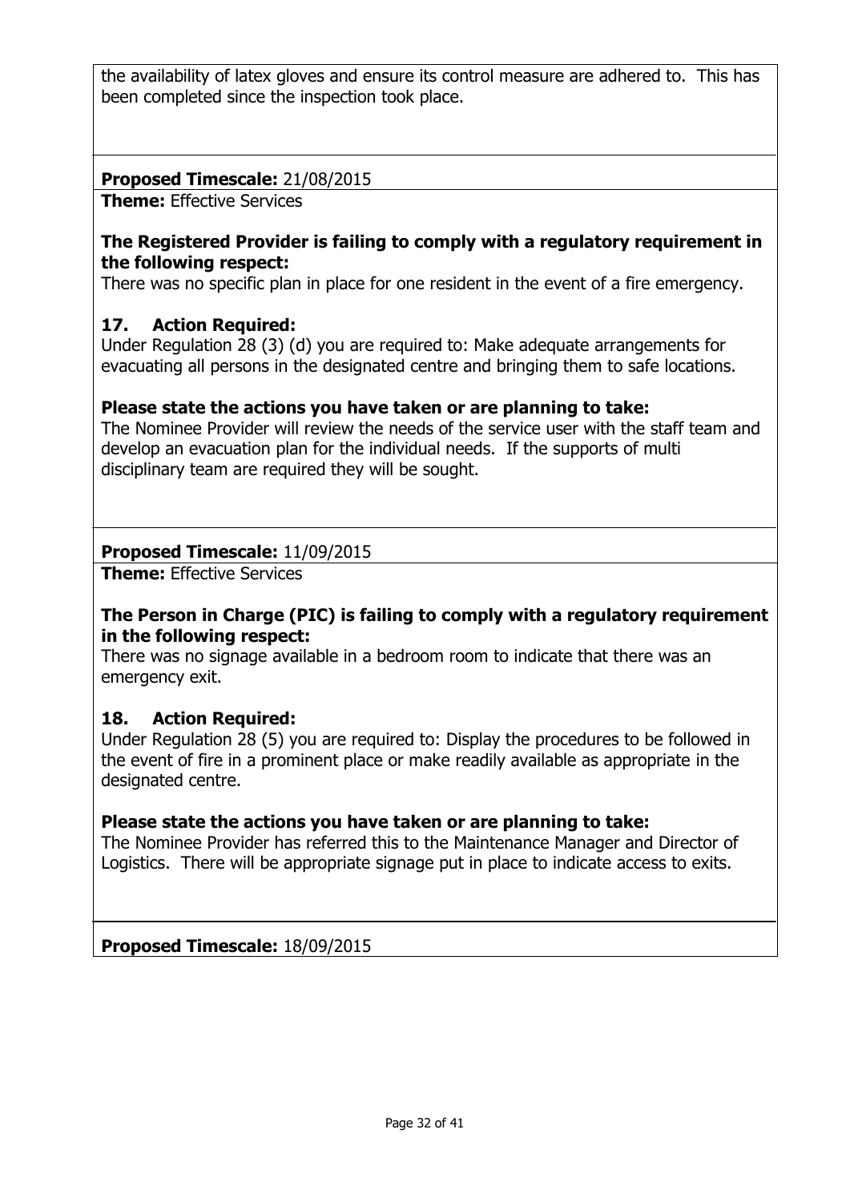the availability of latex gloves and ensure its control measure are adhered to. This has been completed since the inspection took place.

**Proposed Timescale:** 21/08/2015

**Theme:** Effective Services

**The Registered Provider is failing to comply with a regulatory requirement in the following respect:**

There was no specific plan in place for one resident in the event of a fire emergency.

**17. Action Required:**

Under Regulation 28 (3) (d) you are required to: Make adequate arrangements for evacuating all persons in the designated centre and bringing them to safe locations.

**Please state the actions you have taken or are planning to take:**

The Nominee Provider will review the needs of the service user with the staff team and develop an evacuation plan for the individual needs. If the supports of multi disciplinary team are required they will be sought.

**Proposed Timescale:** 11/09/2015

**Theme:** Effective Services

**The Person in Charge (PIC) is failing to comply with a regulatory requirement in the following respect:**

There was no signage available in a bedroom room to indicate that there was an emergency exit.

**18. Action Required:**

Under Regulation 28 (5) you are required to: Display the procedures to be followed in the event of fire in a prominent place or make readily available as appropriate in the designated centre.

**Please state the actions you have taken or are planning to take:**

The Nominee Provider has referred this to the Maintenance Manager and Director of Logistics. There will be appropriate signage put in place to indicate access to exits.

**Proposed Timescale:** 18/09/2015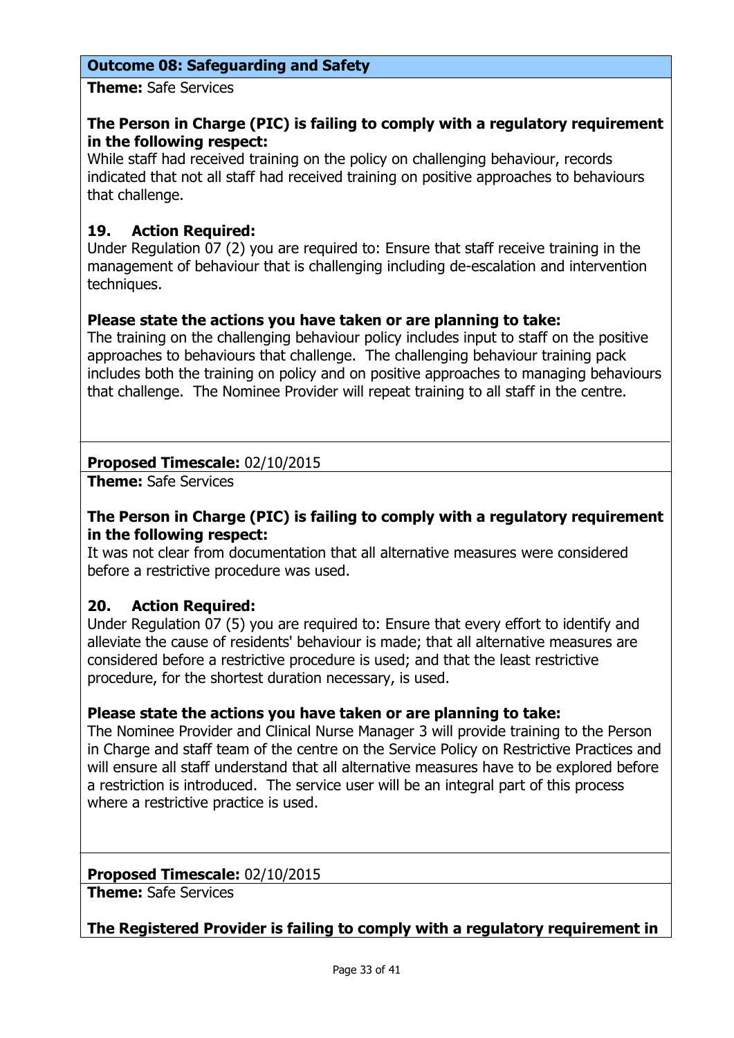## Outcome 08: Safeguarding and Safety

**Theme:** Safe Services

**The Person in Charge (PIC) is failing to comply with a regulatory requirement in the following respect:**
While staff had received training on the policy on challenging behaviour, records indicated that not all staff had received training on positive approaches to behaviours that challenge.

**19. Action Required:**
Under Regulation 07 (2) you are required to: Ensure that staff receive training in the management of behaviour that is challenging including de-escalation and intervention techniques.

**Please state the actions you have taken or are planning to take:**
The training on the challenging behaviour policy includes input to staff on the positive approaches to behaviours that challenge. The challenging behaviour training pack includes both the training on policy and on positive approaches to managing behaviours that challenge. The Nominee Provider will repeat training to all staff in the centre.

**Proposed Timescale:** 02/10/2015

**Theme:** Safe Services

**The Person in Charge (PIC) is failing to comply with a regulatory requirement in the following respect:**
It was not clear from documentation that all alternative measures were considered before a restrictive procedure was used.

**20. Action Required:**
Under Regulation 07 (5) you are required to: Ensure that every effort to identify and alleviate the cause of residents' behaviour is made; that all alternative measures are considered before a restrictive procedure is used; and that the least restrictive procedure, for the shortest duration necessary, is used.

**Please state the actions you have taken or are planning to take:**
The Nominee Provider and Clinical Nurse Manager 3 will provide training to the Person in Charge and staff team of the centre on the Service Policy on Restrictive Practices and will ensure all staff understand that all alternative measures have to be explored before a restriction is introduced. The service user will be an integral part of this process where a restrictive practice is used.

**Proposed Timescale:** 02/10/2015

**Theme:** Safe Services

**The Registered Provider is failing to comply with a regulatory requirement in**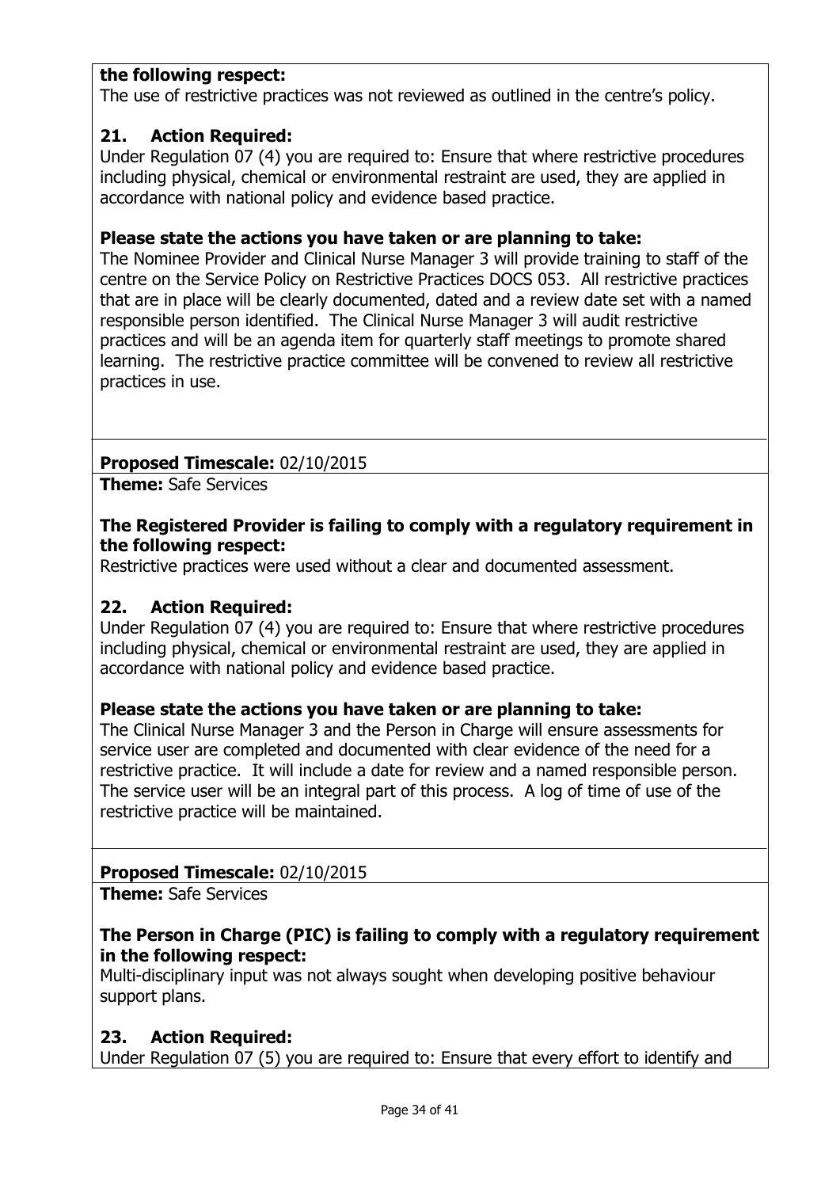**the following respect:**
The use of restrictive practices was not reviewed as outlined in the centre's policy.

**21. Action Required:**
Under Regulation 07 (4) you are required to: Ensure that where restrictive procedures including physical, chemical or environmental restraint are used, they are applied in accordance with national policy and evidence based practice.

**Please state the actions you have taken or are planning to take:**
The Nominee Provider and Clinical Nurse Manager 3 will provide training to staff of the centre on the Service Policy on Restrictive Practices DOCS 053. All restrictive practices that are in place will be clearly documented, dated and a review date set with a named responsible person identified. The Clinical Nurse Manager 3 will audit restrictive practices and will be an agenda item for quarterly staff meetings to promote shared learning. The restrictive practice committee will be convened to review all restrictive practices in use.

**Proposed Timescale:** 02/10/2015

**Theme:** Safe Services

**The Registered Provider is failing to comply with a regulatory requirement in the following respect:**
Restrictive practices were used without a clear and documented assessment.

**22. Action Required:**
Under Regulation 07 (4) you are required to: Ensure that where restrictive procedures including physical, chemical or environmental restraint are used, they are applied in accordance with national policy and evidence based practice.

**Please state the actions you have taken or are planning to take:**
The Clinical Nurse Manager 3 and the Person in Charge will ensure assessments for service user are completed and documented with clear evidence of the need for a restrictive practice. It will include a date for review and a named responsible person. The service user will be an integral part of this process. A log of time of use of the restrictive practice will be maintained.

**Proposed Timescale:** 02/10/2015

**Theme:** Safe Services

**The Person in Charge (PIC) is failing to comply with a regulatory requirement in the following respect:**
Multi-disciplinary input was not always sought when developing positive behaviour support plans.

**23. Action Required:**
Under Regulation 07 (5) you are required to: Ensure that every effort to identify and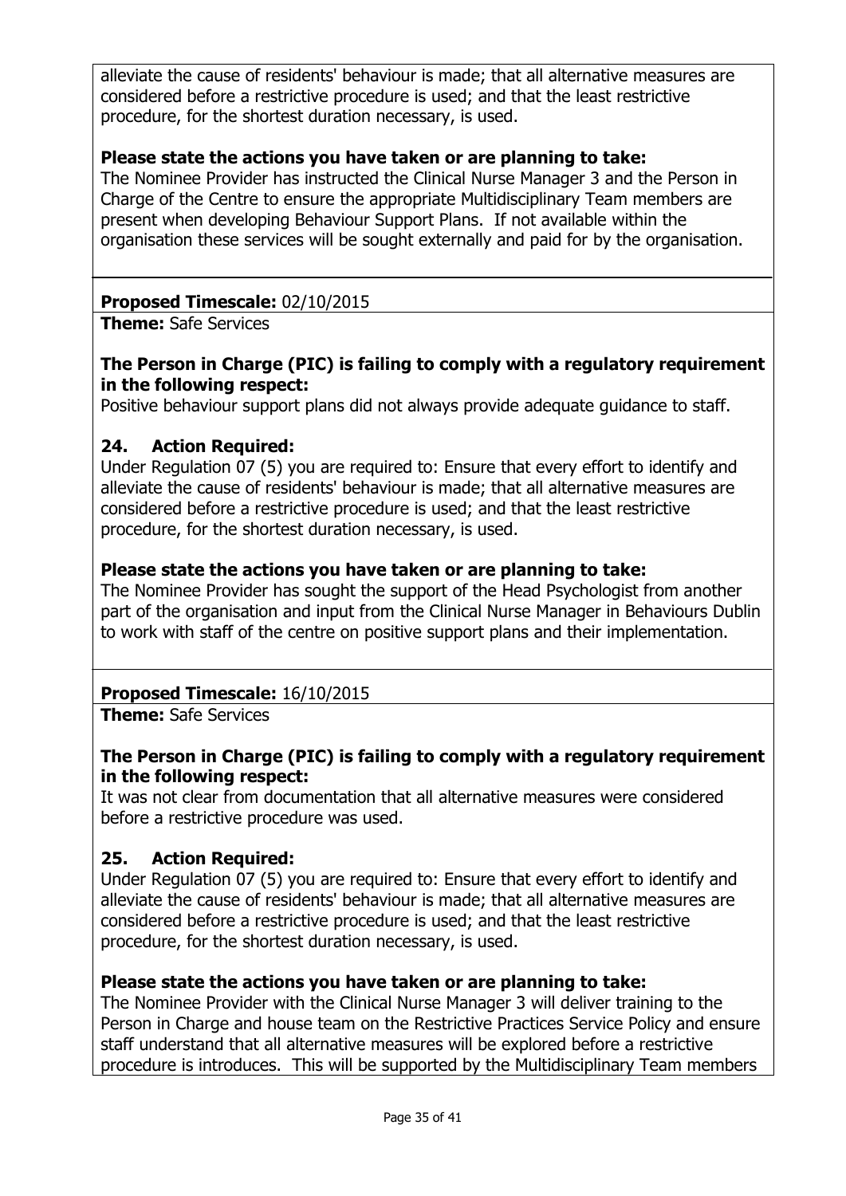alleviate the cause of residents' behaviour is made; that all alternative measures are considered before a restrictive procedure is used; and that the least restrictive procedure, for the shortest duration necessary, is used.

**Please state the actions you have taken or are planning to take:**
The Nominee Provider has instructed the Clinical Nurse Manager 3 and the Person in Charge of the Centre to ensure the appropriate Multidisciplinary Team members are present when developing Behaviour Support Plans. If not available within the organisation these services will be sought externally and paid for by the organisation.

**Proposed Timescale:** 02/10/2015

**Theme:** Safe Services

**The Person in Charge (PIC) is failing to comply with a regulatory requirement in the following respect:**
Positive behaviour support plans did not always provide adequate guidance to staff.

**24. Action Required:**
Under Regulation 07 (5) you are required to: Ensure that every effort to identify and alleviate the cause of residents' behaviour is made; that all alternative measures are considered before a restrictive procedure is used; and that the least restrictive procedure, for the shortest duration necessary, is used.

**Please state the actions you have taken or are planning to take:**
The Nominee Provider has sought the support of the Head Psychologist from another part of the organisation and input from the Clinical Nurse Manager in Behaviours Dublin to work with staff of the centre on positive support plans and their implementation.

**Proposed Timescale:** 16/10/2015

**Theme:** Safe Services

**The Person in Charge (PIC) is failing to comply with a regulatory requirement in the following respect:**
It was not clear from documentation that all alternative measures were considered before a restrictive procedure was used.

**25. Action Required:**
Under Regulation 07 (5) you are required to: Ensure that every effort to identify and alleviate the cause of residents' behaviour is made; that all alternative measures are considered before a restrictive procedure is used; and that the least restrictive procedure, for the shortest duration necessary, is used.

**Please state the actions you have taken or are planning to take:**
The Nominee Provider with the Clinical Nurse Manager 3 will deliver training to the Person in Charge and house team on the Restrictive Practices Service Policy and ensure staff understand that all alternative measures will be explored before a restrictive procedure is introduces. This will be supported by the Multidisciplinary Team members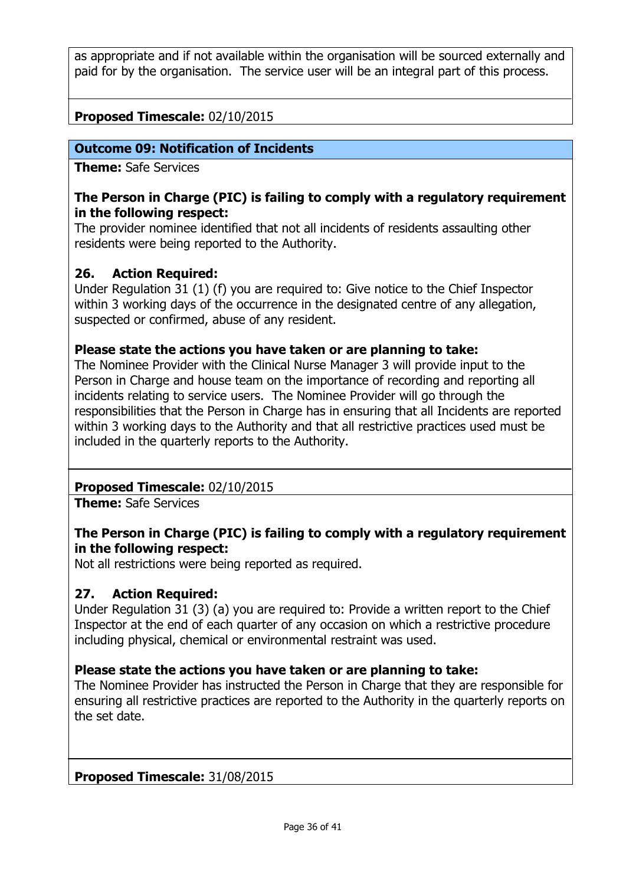as appropriate and if not available within the organisation will be sourced externally and paid for by the organisation. The service user will be an integral part of this process.

**Proposed Timescale:** 02/10/2015

## Outcome 09: Notification of Incidents

**Theme:** Safe Services

**The Person in Charge (PIC) is failing to comply with a regulatory requirement in the following respect:**
The provider nominee identified that not all incidents of residents assaulting other residents were being reported to the Authority.

### 26. Action Required:

Under Regulation 31 (1) (f) you are required to: Give notice to the Chief Inspector within 3 working days of the occurrence in the designated centre of any allegation, suspected or confirmed, abuse of any resident.

**Please state the actions you have taken or are planning to take:**
The Nominee Provider with the Clinical Nurse Manager 3 will provide input to the Person in Charge and house team on the importance of recording and reporting all incidents relating to service users. The Nominee Provider will go through the responsibilities that the Person in Charge has in ensuring that all Incidents are reported within 3 working days to the Authority and that all restrictive practices used must be included in the quarterly reports to the Authority.

**Proposed Timescale:** 02/10/2015

**Theme:** Safe Services

**The Person in Charge (PIC) is failing to comply with a regulatory requirement in the following respect:**
Not all restrictions were being reported as required.

### 27. Action Required:

Under Regulation 31 (3) (a) you are required to: Provide a written report to the Chief Inspector at the end of each quarter of any occasion on which a restrictive procedure including physical, chemical or environmental restraint was used.

**Please state the actions you have taken or are planning to take:**
The Nominee Provider has instructed the Person in Charge that they are responsible for ensuring all restrictive practices are reported to the Authority in the quarterly reports on the set date.

**Proposed Timescale:** 31/08/2015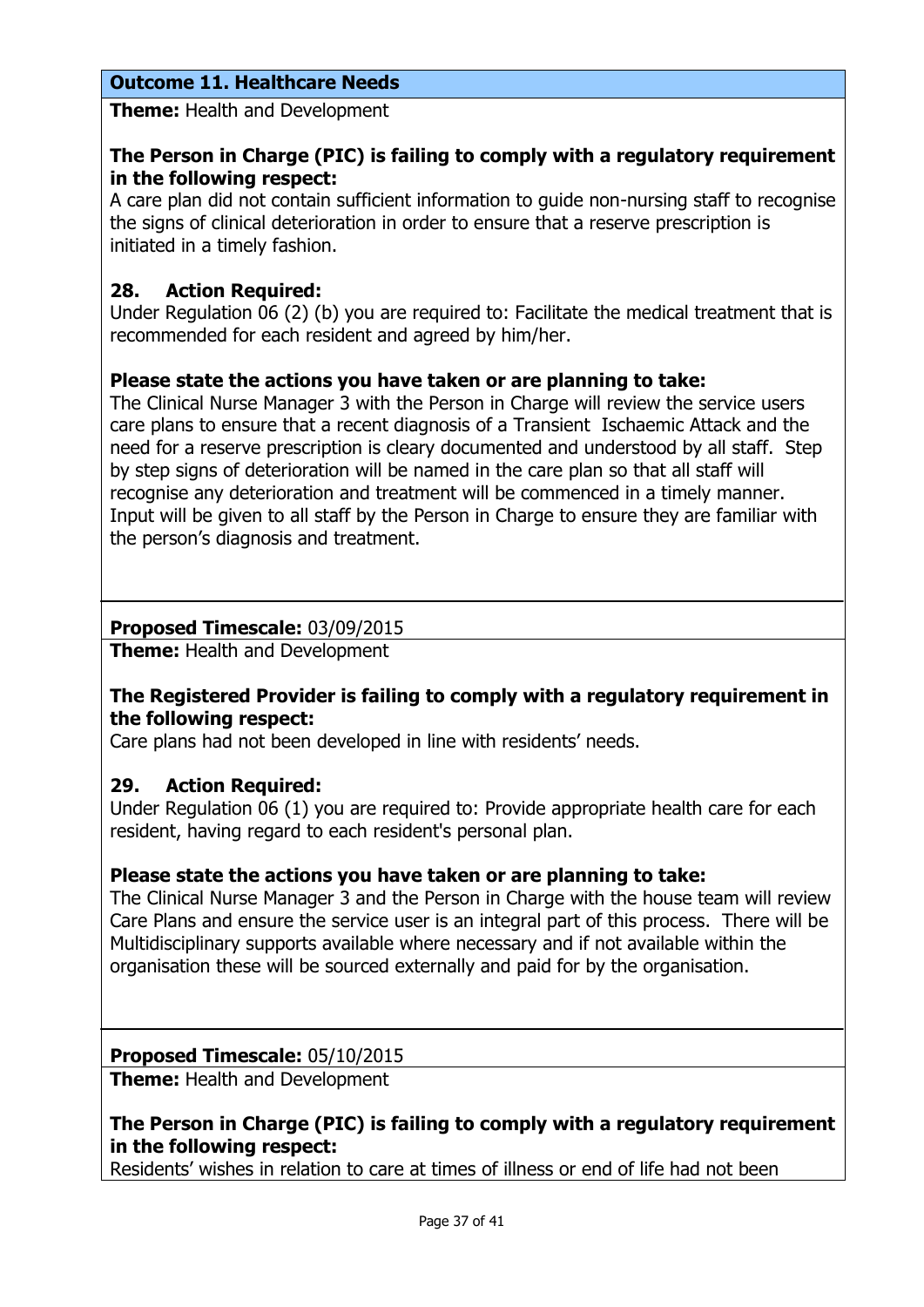## Outcome 11. Healthcare Needs

**Theme:** Health and Development

**The Person in Charge (PIC) is failing to comply with a regulatory requirement in the following respect:**
A care plan did not contain sufficient information to guide non-nursing staff to recognise the signs of clinical deterioration in order to ensure that a reserve prescription is initiated in a timely fashion.

**28. Action Required:**
Under Regulation 06 (2) (b) you are required to: Facilitate the medical treatment that is recommended for each resident and agreed by him/her.

**Please state the actions you have taken or are planning to take:**
The Clinical Nurse Manager 3 with the Person in Charge will review the service users care plans to ensure that a recent diagnosis of a Transient Ischaemic Attack and the need for a reserve prescription is cleary documented and understood by all staff. Step by step signs of deterioration will be named in the care plan so that all staff will recognise any deterioration and treatment will be commenced in a timely manner. Input will be given to all staff by the Person in Charge to ensure they are familiar with the person's diagnosis and treatment.

**Proposed Timescale:** 03/09/2015

**Theme:** Health and Development

**The Registered Provider is failing to comply with a regulatory requirement in the following respect:**
Care plans had not been developed in line with residents' needs.

**29. Action Required:**
Under Regulation 06 (1) you are required to: Provide appropriate health care for each resident, having regard to each resident's personal plan.

**Please state the actions you have taken or are planning to take:**
The Clinical Nurse Manager 3 and the Person in Charge with the house team will review Care Plans and ensure the service user is an integral part of this process. There will be Multidisciplinary supports available where necessary and if not available within the organisation these will be sourced externally and paid for by the organisation.

**Proposed Timescale:** 05/10/2015

**Theme:** Health and Development

**The Person in Charge (PIC) is failing to comply with a regulatory requirement in the following respect:**
Residents' wishes in relation to care at times of illness or end of life had not been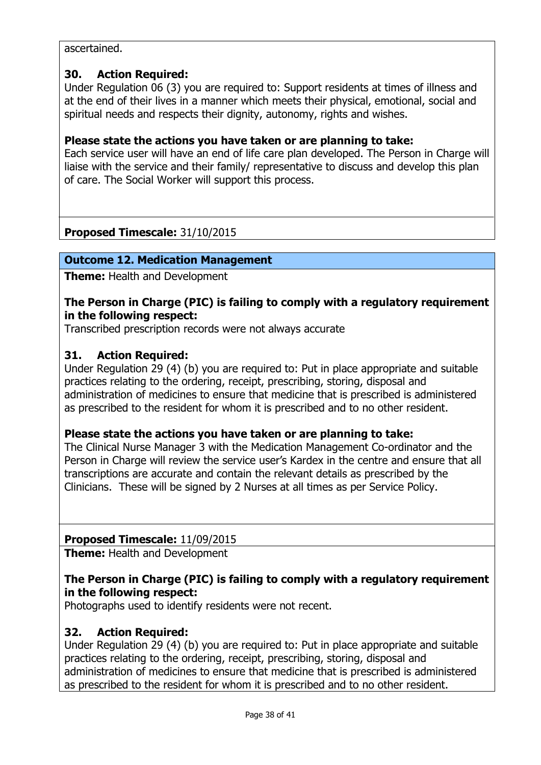ascertained.

**30. Action Required:**
Under Regulation 06 (3) you are required to: Support residents at times of illness and at the end of their lives in a manner which meets their physical, emotional, social and spiritual needs and respects their dignity, autonomy, rights and wishes.

**Please state the actions you have taken or are planning to take:**
Each service user will have an end of life care plan developed. The Person in Charge will liaise with the service and their family/ representative to discuss and develop this plan of care. The Social Worker will support this process.

**Proposed Timescale:** 31/10/2015

**Outcome 12. Medication Management**

**Theme:** Health and Development

**The Person in Charge (PIC) is failing to comply with a regulatory requirement in the following respect:**
Transcribed prescription records were not always accurate

**31. Action Required:**
Under Regulation 29 (4) (b) you are required to: Put in place appropriate and suitable practices relating to the ordering, receipt, prescribing, storing, disposal and administration of medicines to ensure that medicine that is prescribed is administered as prescribed to the resident for whom it is prescribed and to no other resident.

**Please state the actions you have taken or are planning to take:**
The Clinical Nurse Manager 3 with the Medication Management Co-ordinator and the Person in Charge will review the service user's Kardex in the centre and ensure that all transcriptions are accurate and contain the relevant details as prescribed by the Clinicians. These will be signed by 2 Nurses at all times as per Service Policy.

**Proposed Timescale:** 11/09/2015

**Theme:** Health and Development

**The Person in Charge (PIC) is failing to comply with a regulatory requirement in the following respect:**
Photographs used to identify residents were not recent.

**32. Action Required:**
Under Regulation 29 (4) (b) you are required to: Put in place appropriate and suitable practices relating to the ordering, receipt, prescribing, storing, disposal and administration of medicines to ensure that medicine that is prescribed is administered as prescribed to the resident for whom it is prescribed and to no other resident.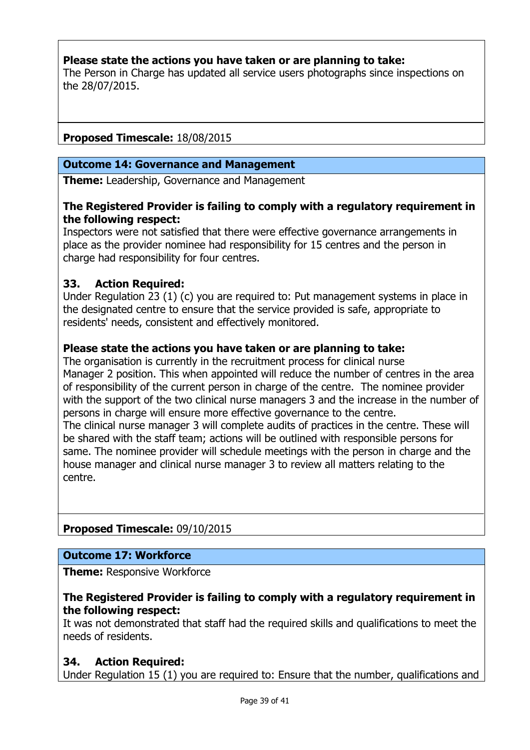**Please state the actions you have taken or are planning to take:**
The Person in Charge has updated all service users photographs since inspections on the 28/07/2015.

**Proposed Timescale:** 18/08/2015

**Outcome 14: Governance and Management**

**Theme:** Leadership, Governance and Management

**The Registered Provider is failing to comply with a regulatory requirement in the following respect:**
Inspectors were not satisfied that there were effective governance arrangements in place as the provider nominee had responsibility for 15 centres and the person in charge had responsibility for four centres.

**33. Action Required:**
Under Regulation 23 (1) (c) you are required to: Put management systems in place in the designated centre to ensure that the service provided is safe, appropriate to residents' needs, consistent and effectively monitored.

**Please state the actions you have taken or are planning to take:**
The organisation is currently in the recruitment process for clinical nurse Manager 2 position. This when appointed will reduce the number of centres in the area of responsibility of the current person in charge of the centre. The nominee provider with the support of the two clinical nurse managers 3 and the increase in the number of persons in charge will ensure more effective governance to the centre.
The clinical nurse manager 3 will complete audits of practices in the centre. These will be shared with the staff team; actions will be outlined with responsible persons for same. The nominee provider will schedule meetings with the person in charge and the house manager and clinical nurse manager 3 to review all matters relating to the centre.

**Proposed Timescale:** 09/10/2015

**Outcome 17: Workforce**

**Theme:** Responsive Workforce

**The Registered Provider is failing to comply with a regulatory requirement in the following respect:**
It was not demonstrated that staff had the required skills and qualifications to meet the needs of residents.

**34. Action Required:**
Under Regulation 15 (1) you are required to: Ensure that the number, qualifications and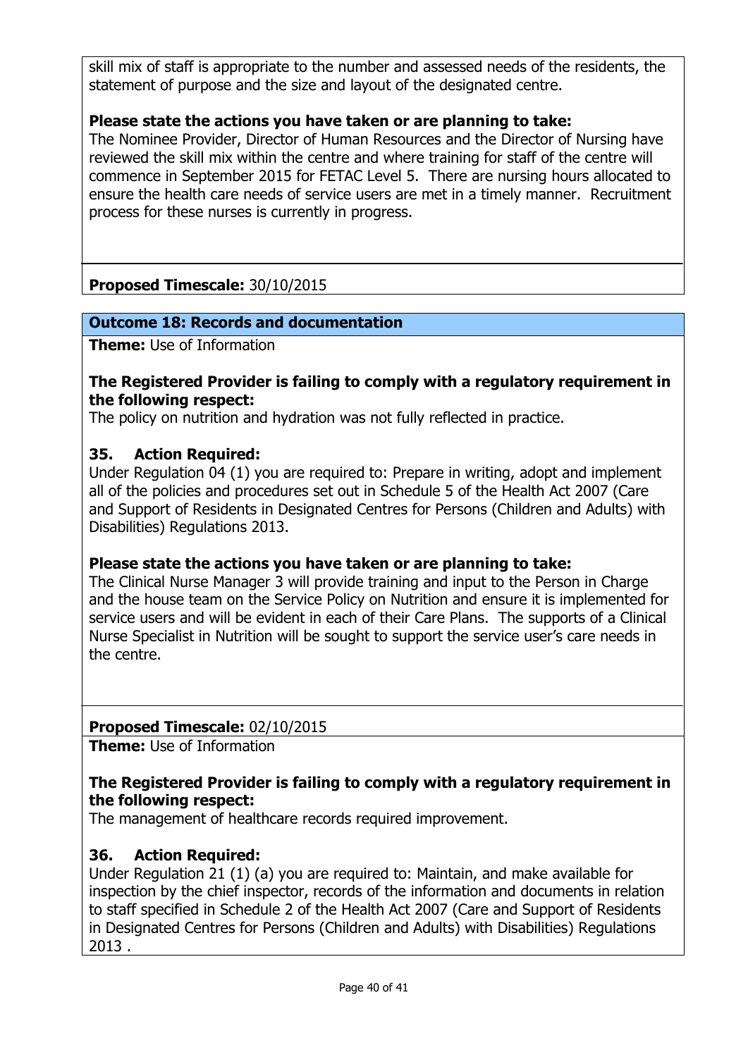skill mix of staff is appropriate to the number and assessed needs of the residents, the statement of purpose and the size and layout of the designated centre.

**Please state the actions you have taken or are planning to take:**
The Nominee Provider, Director of Human Resources and the Director of Nursing have reviewed the skill mix within the centre and where training for staff of the centre will commence in September 2015 for FETAC Level 5. There are nursing hours allocated to ensure the health care needs of service users are met in a timely manner. Recruitment process for these nurses is currently in progress.

**Proposed Timescale:** 30/10/2015

**Outcome 18: Records and documentation**

**Theme:** Use of Information

**The Registered Provider is failing to comply with a regulatory requirement in the following respect:**
The policy on nutrition and hydration was not fully reflected in practice.

**35. Action Required:**
Under Regulation 04 (1) you are required to: Prepare in writing, adopt and implement all of the policies and procedures set out in Schedule 5 of the Health Act 2007 (Care and Support of Residents in Designated Centres for Persons (Children and Adults) with Disabilities) Regulations 2013.

**Please state the actions you have taken or are planning to take:**
The Clinical Nurse Manager 3 will provide training and input to the Person in Charge and the house team on the Service Policy on Nutrition and ensure it is implemented for service users and will be evident in each of their Care Plans. The supports of a Clinical Nurse Specialist in Nutrition will be sought to support the service user's care needs in the centre.

**Proposed Timescale:** 02/10/2015

**Theme:** Use of Information

**The Registered Provider is failing to comply with a regulatory requirement in the following respect:**
The management of healthcare records required improvement.

**36. Action Required:**
Under Regulation 21 (1) (a) you are required to: Maintain, and make available for inspection by the chief inspector, records of the information and documents in relation to staff specified in Schedule 2 of the Health Act 2007 (Care and Support of Residents in Designated Centres for Persons (Children and Adults) with Disabilities) Regulations 2013 .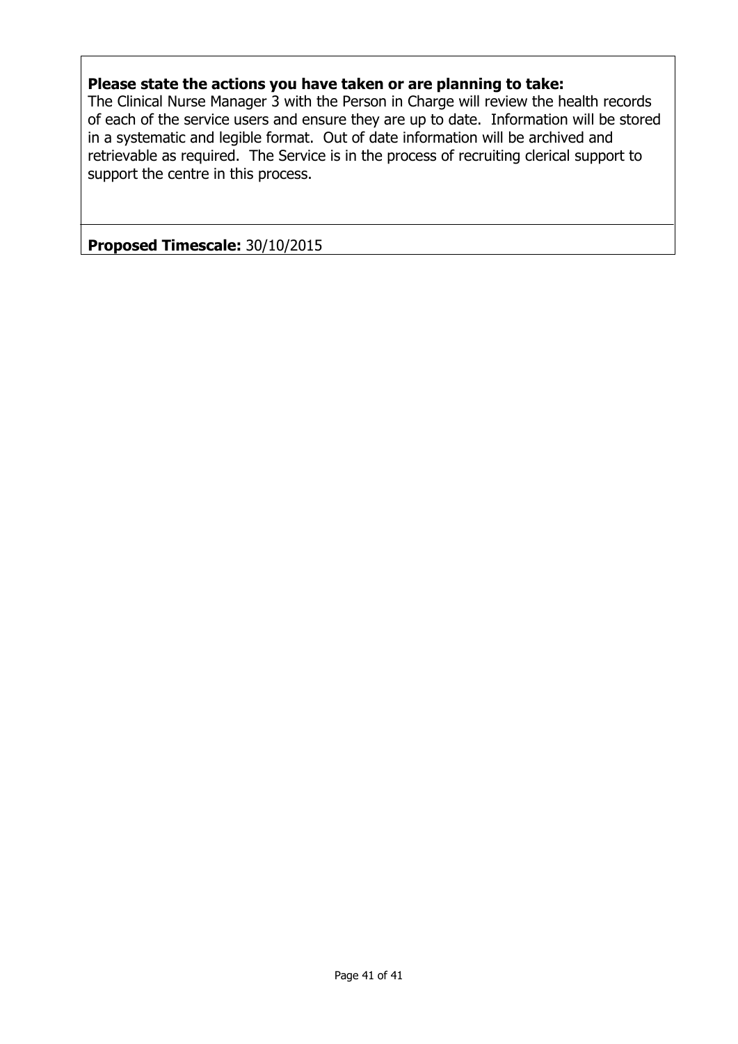**Please state the actions you have taken or are planning to take:**
The Clinical Nurse Manager 3 with the Person in Charge will review the health records of each of the service users and ensure they are up to date. Information will be stored in a systematic and legible format. Out of date information will be archived and retrievable as required. The Service is in the process of recruiting clerical support to support the centre in this process.

**Proposed Timescale:** 30/10/2015